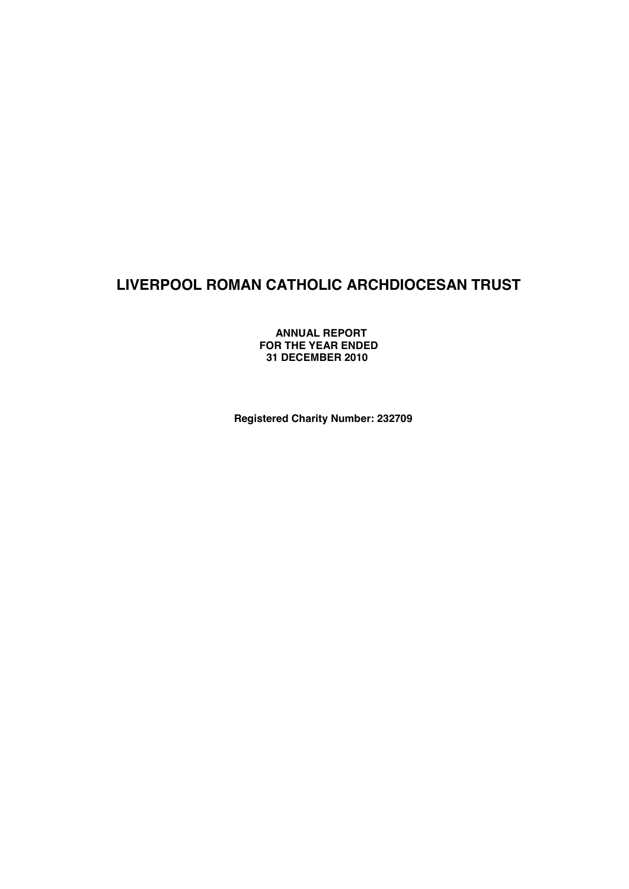# LIVERPOOL ROMAN CATHOLIC ARCHDIOCESAN TRUST

**ANNUAL REPORT**
**FOR THE YEAR ENDED**
**31 DECEMBER 2010**

**Registered Charity Number: 232709**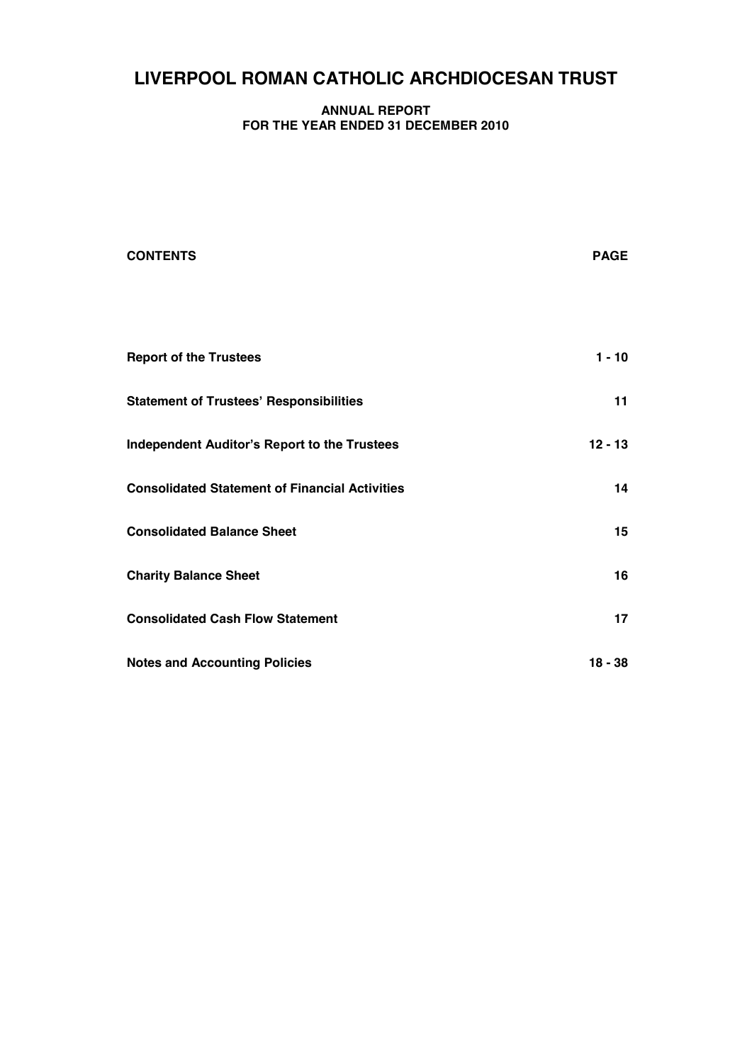# LIVERPOOL ROMAN CATHOLIC ARCHDIOCESAN TRUST

**ANNUAL REPORT**
**FOR THE YEAR ENDED 31 DECEMBER 2010**

| CONTENTS | PAGE |
|---|---|
| **Report of the Trustees** | **1 - 10** |
| **Statement of Trustees' Responsibilities** | **11** |
| **Independent Auditor's Report to the Trustees** | **12 - 13** |
| **Consolidated Statement of Financial Activities** | **14** |
| **Consolidated Balance Sheet** | **15** |
| **Charity Balance Sheet** | **16** |
| **Consolidated Cash Flow Statement** | **17** |
| **Notes and Accounting Policies** | **18 - 38** |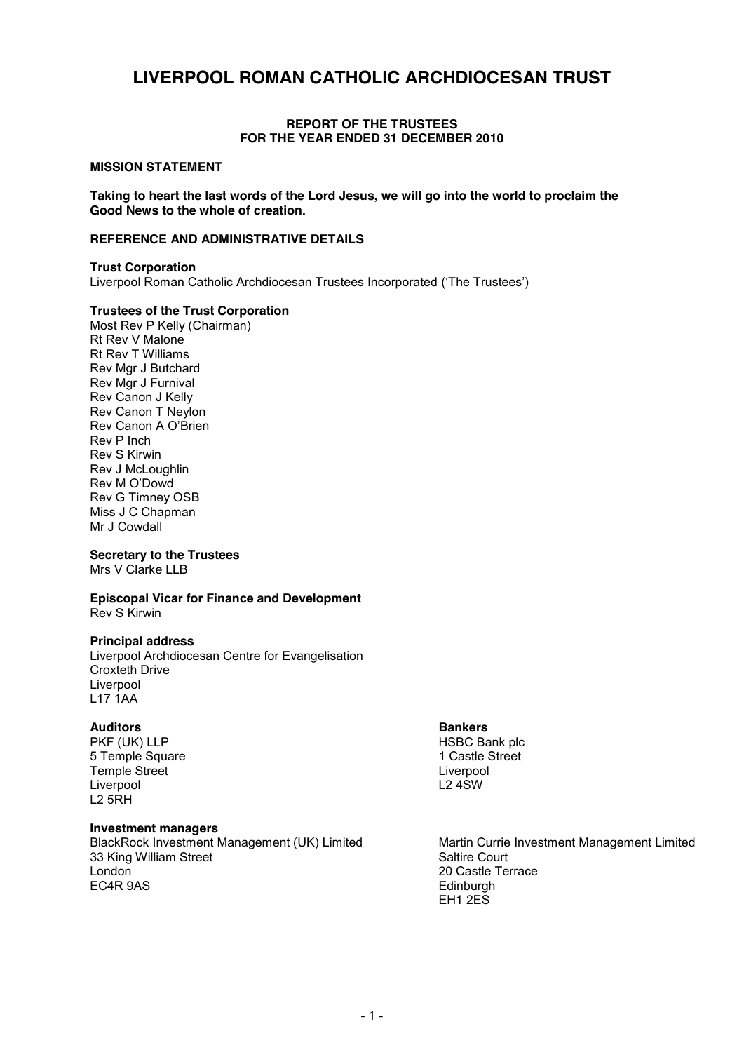# LIVERPOOL ROMAN CATHOLIC ARCHDIOCESAN TRUST

**REPORT OF THE TRUSTEES**
**FOR THE YEAR ENDED 31 DECEMBER 2010**

## MISSION STATEMENT

**Taking to heart the last words of the Lord Jesus, we will go into the world to proclaim the Good News to the whole of creation.**

## REFERENCE AND ADMINISTRATIVE DETAILS

**Trust Corporation**
Liverpool Roman Catholic Archdiocesan Trustees Incorporated ('The Trustees')

**Trustees of the Trust Corporation**
Most Rev P Kelly (Chairman)
Rt Rev V Malone
Rt Rev T Williams
Rev Mgr J Butchard
Rev Mgr J Furnival
Rev Canon J Kelly
Rev Canon T Neylon
Rev Canon A O'Brien
Rev P Inch
Rev S Kirwin
Rev J McLoughlin
Rev M O'Dowd
Rev G Timney OSB
Miss J C Chapman
Mr J Cowdall

**Secretary to the Trustees**
Mrs V Clarke LLB

**Episcopal Vicar for Finance and Development**
Rev S Kirwin

**Principal address**
Liverpool Archdiocesan Centre for Evangelisation
Croxteth Drive
Liverpool
L17 1AA

**Auditors**
PKF (UK) LLP
5 Temple Square
Temple Street
Liverpool
L2 5RH

**Bankers**
HSBC Bank plc
1 Castle Street
Liverpool
L2 4SW

**Investment managers**
BlackRock Investment Management (UK) Limited
33 King William Street
London
EC4R 9AS

Martin Currie Investment Management Limited
Saltire Court
20 Castle Terrace
Edinburgh
EH1 2ES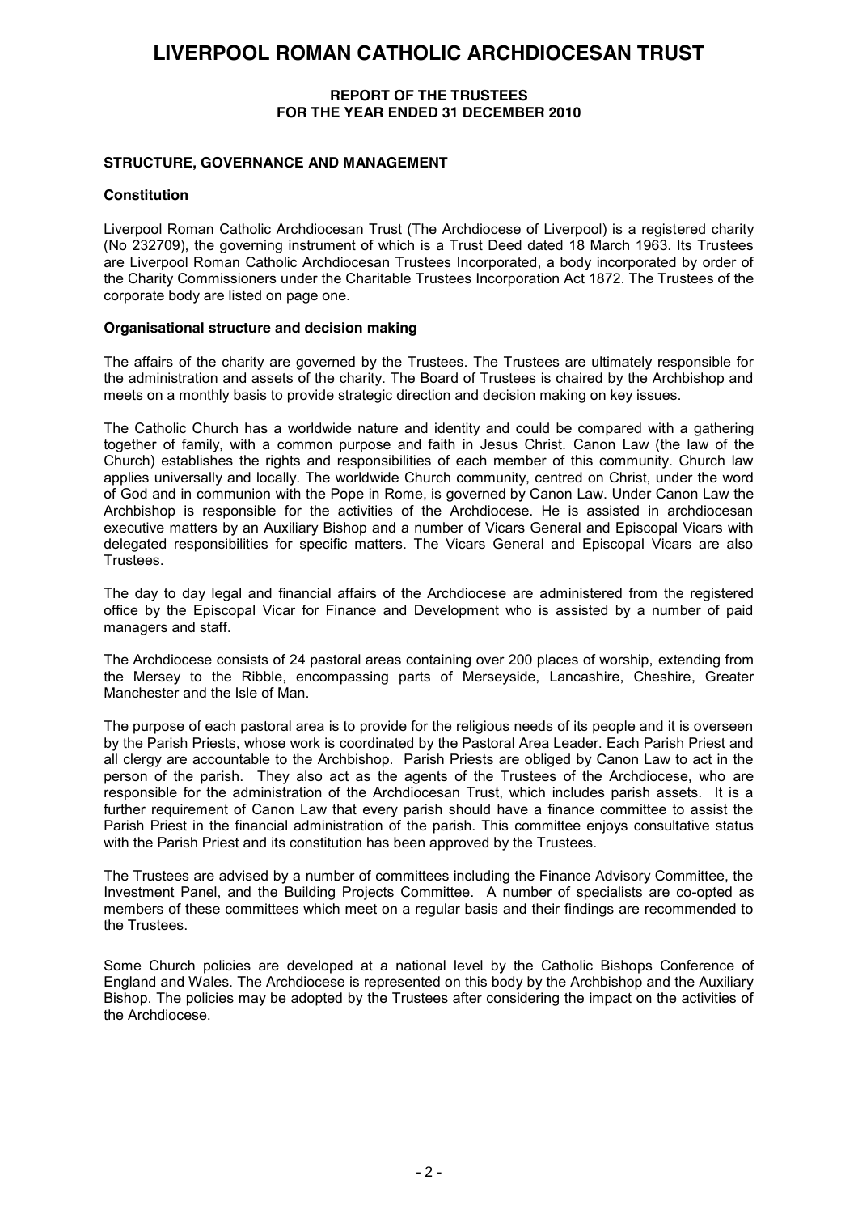# LIVERPOOL ROMAN CATHOLIC ARCHDIOCESAN TRUST

**REPORT OF THE TRUSTEES**
**FOR THE YEAR ENDED 31 DECEMBER 2010**

## STRUCTURE, GOVERNANCE AND MANAGEMENT

### Constitution

Liverpool Roman Catholic Archdiocesan Trust (The Archdiocese of Liverpool) is a registered charity (No 232709), the governing instrument of which is a Trust Deed dated 18 March 1963. Its Trustees are Liverpool Roman Catholic Archdiocesan Trustees Incorporated, a body incorporated by order of the Charity Commissioners under the Charitable Trustees Incorporation Act 1872. The Trustees of the corporate body are listed on page one.

### Organisational structure and decision making

The affairs of the charity are governed by the Trustees. The Trustees are ultimately responsible for the administration and assets of the charity. The Board of Trustees is chaired by the Archbishop and meets on a monthly basis to provide strategic direction and decision making on key issues.

The Catholic Church has a worldwide nature and identity and could be compared with a gathering together of family, with a common purpose and faith in Jesus Christ. Canon Law (the law of the Church) establishes the rights and responsibilities of each member of this community. Church law applies universally and locally. The worldwide Church community, centred on Christ, under the word of God and in communion with the Pope in Rome, is governed by Canon Law. Under Canon Law the Archbishop is responsible for the activities of the Archdiocese. He is assisted in archdiocesan executive matters by an Auxiliary Bishop and a number of Vicars General and Episcopal Vicars with delegated responsibilities for specific matters. The Vicars General and Episcopal Vicars are also Trustees.

The day to day legal and financial affairs of the Archdiocese are administered from the registered office by the Episcopal Vicar for Finance and Development who is assisted by a number of paid managers and staff.

The Archdiocese consists of 24 pastoral areas containing over 200 places of worship, extending from the Mersey to the Ribble, encompassing parts of Merseyside, Lancashire, Cheshire, Greater Manchester and the Isle of Man.

The purpose of each pastoral area is to provide for the religious needs of its people and it is overseen by the Parish Priests, whose work is coordinated by the Pastoral Area Leader. Each Parish Priest and all clergy are accountable to the Archbishop. Parish Priests are obliged by Canon Law to act in the person of the parish. They also act as the agents of the Trustees of the Archdiocese, who are responsible for the administration of the Archdiocesan Trust, which includes parish assets. It is a further requirement of Canon Law that every parish should have a finance committee to assist the Parish Priest in the financial administration of the parish. This committee enjoys consultative status with the Parish Priest and its constitution has been approved by the Trustees.

The Trustees are advised by a number of committees including the Finance Advisory Committee, the Investment Panel, and the Building Projects Committee. A number of specialists are co-opted as members of these committees which meet on a regular basis and their findings are recommended to the Trustees.

Some Church policies are developed at a national level by the Catholic Bishops Conference of England and Wales. The Archdiocese is represented on this body by the Archbishop and the Auxiliary Bishop. The policies may be adopted by the Trustees after considering the impact on the activities of the Archdiocese.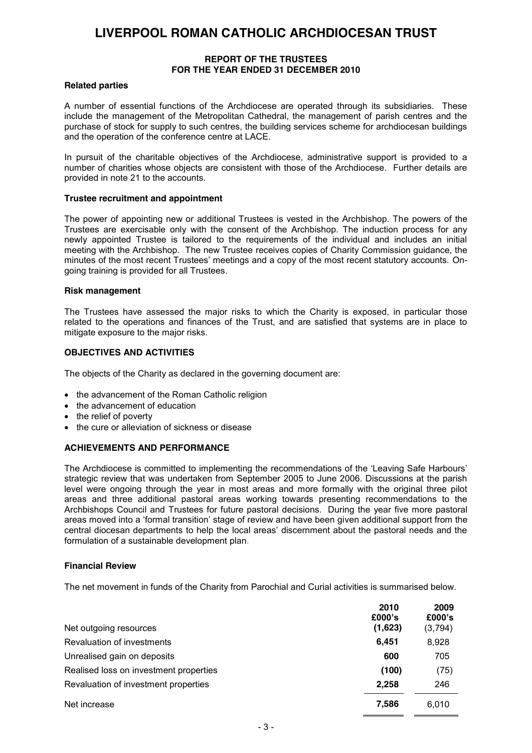# LIVERPOOL ROMAN CATHOLIC ARCHDIOCESAN TRUST

**REPORT OF THE TRUSTEES**
**FOR THE YEAR ENDED 31 DECEMBER 2010**

### Related parties

A number of essential functions of the Archdiocese are operated through its subsidiaries. These include the management of the Metropolitan Cathedral, the management of parish centres and the purchase of stock for supply to such centres, the building services scheme for archdiocesan buildings and the operation of the conference centre at LACE.

In pursuit of the charitable objectives of the Archdiocese, administrative support is provided to a number of charities whose objects are consistent with those of the Archdiocese. Further details are provided in note 21 to the accounts.

### Trustee recruitment and appointment

The power of appointing new or additional Trustees is vested in the Archbishop. The powers of the Trustees are exercisable only with the consent of the Archbishop. The induction process for any newly appointed Trustee is tailored to the requirements of the individual and includes an initial meeting with the Archbishop. The new Trustee receives copies of Charity Commission guidance, the minutes of the most recent Trustees' meetings and a copy of the most recent statutory accounts. On-going training is provided for all Trustees.

### Risk management

The Trustees have assessed the major risks to which the Charity is exposed, in particular those related to the operations and finances of the Trust, and are satisfied that systems are in place to mitigate exposure to the major risks.

## OBJECTIVES AND ACTIVITIES

The objects of the Charity as declared in the governing document are:

- the advancement of the Roman Catholic religion
- the advancement of education
- the relief of poverty
- the cure or alleviation of sickness or disease

## ACHIEVEMENTS AND PERFORMANCE

The Archdiocese is committed to implementing the recommendations of the 'Leaving Safe Harbours' strategic review that was undertaken from September 2005 to June 2006. Discussions at the parish level were ongoing through the year in most areas and more formally with the original three pilot areas and three additional pastoral areas working towards presenting recommendations to the Archbishops Council and Trustees for future pastoral decisions. During the year five more pastoral areas moved into a 'formal transition' stage of review and have been given additional support from the central diocesan departments to help the local areas' discernment about the pastoral needs and the formulation of a sustainable development plan.

### Financial Review

The net movement in funds of the Charity from Parochial and Curial activities is summarised below.

| | **2010**<br>**£000's** | **2009**<br>**£000's** |
|---|---|---|
| Net outgoing resources | **(1,623)** | (3,794) |
| Revaluation of investments | **6,451** | 8,928 |
| Unrealised gain on deposits | **600** | 705 |
| Realised loss on investment properties | **(100)** | (75) |
| Revaluation of investment properties | **2,258** | 246 |
| Net increase | **7,586** | 6,010 |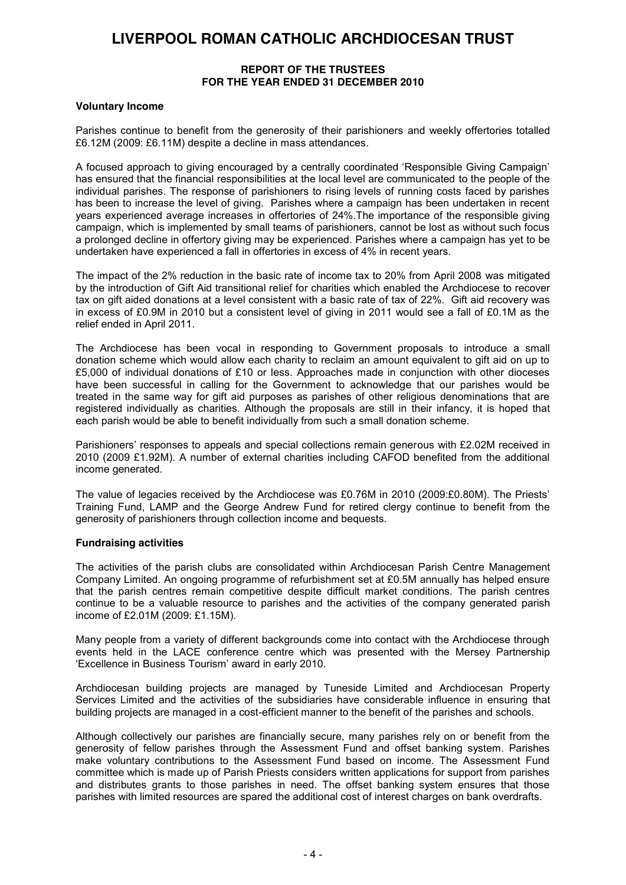# LIVERPOOL ROMAN CATHOLIC ARCHDIOCESAN TRUST

**REPORT OF THE TRUSTEES**
**FOR THE YEAR ENDED 31 DECEMBER 2010**

**Voluntary Income**

Parishes continue to benefit from the generosity of their parishioners and weekly offertories totalled £6.12M (2009: £6.11M) despite a decline in mass attendances.

A focused approach to giving encouraged by a centrally coordinated 'Responsible Giving Campaign' has ensured that the financial responsibilities at the local level are communicated to the people of the individual parishes. The response of parishioners to rising levels of running costs faced by parishes has been to increase the level of giving. Parishes where a campaign has been undertaken in recent years experienced average increases in offertories of 24%.The importance of the responsible giving campaign, which is implemented by small teams of parishioners, cannot be lost as without such focus a prolonged decline in offertory giving may be experienced. Parishes where a campaign has yet to be undertaken have experienced a fall in offertories in excess of 4% in recent years.

The impact of the 2% reduction in the basic rate of income tax to 20% from April 2008 was mitigated by the introduction of Gift Aid transitional relief for charities which enabled the Archdiocese to recover tax on gift aided donations at a level consistent with a basic rate of tax of 22%. Gift aid recovery was in excess of £0.9M in 2010 but a consistent level of giving in 2011 would see a fall of £0.1M as the relief ended in April 2011.

The Archdiocese has been vocal in responding to Government proposals to introduce a small donation scheme which would allow each charity to reclaim an amount equivalent to gift aid on up to £5,000 of individual donations of £10 or less. Approaches made in conjunction with other dioceses have been successful in calling for the Government to acknowledge that our parishes would be treated in the same way for gift aid purposes as parishes of other religious denominations that are registered individually as charities. Although the proposals are still in their infancy, it is hoped that each parish would be able to benefit individually from such a small donation scheme.

Parishioners' responses to appeals and special collections remain generous with £2.02M received in 2010 (2009 £1.92M). A number of external charities including CAFOD benefited from the additional income generated.

The value of legacies received by the Archdiocese was £0.76M in 2010 (2009:£0.80M). The Priests' Training Fund, LAMP and the George Andrew Fund for retired clergy continue to benefit from the generosity of parishioners through collection income and bequests.

**Fundraising activities**

The activities of the parish clubs are consolidated within Archdiocesan Parish Centre Management Company Limited. An ongoing programme of refurbishment set at £0.5M annually has helped ensure that the parish centres remain competitive despite difficult market conditions. The parish centres continue to be a valuable resource to parishes and the activities of the company generated parish income of £2.01M (2009: £1.15M).

Many people from a variety of different backgrounds come into contact with the Archdiocese through events held in the LACE conference centre which was presented with the Mersey Partnership 'Excellence in Business Tourism' award in early 2010.

Archdiocesan building projects are managed by Tuneside Limited and Archdiocesan Property Services Limited and the activities of the subsidiaries have considerable influence in ensuring that building projects are managed in a cost-efficient manner to the benefit of the parishes and schools.

Although collectively our parishes are financially secure, many parishes rely on or benefit from the generosity of fellow parishes through the Assessment Fund and offset banking system. Parishes make voluntary contributions to the Assessment Fund based on income. The Assessment Fund committee which is made up of Parish Priests considers written applications for support from parishes and distributes grants to those parishes in need. The offset banking system ensures that those parishes with limited resources are spared the additional cost of interest charges on bank overdrafts.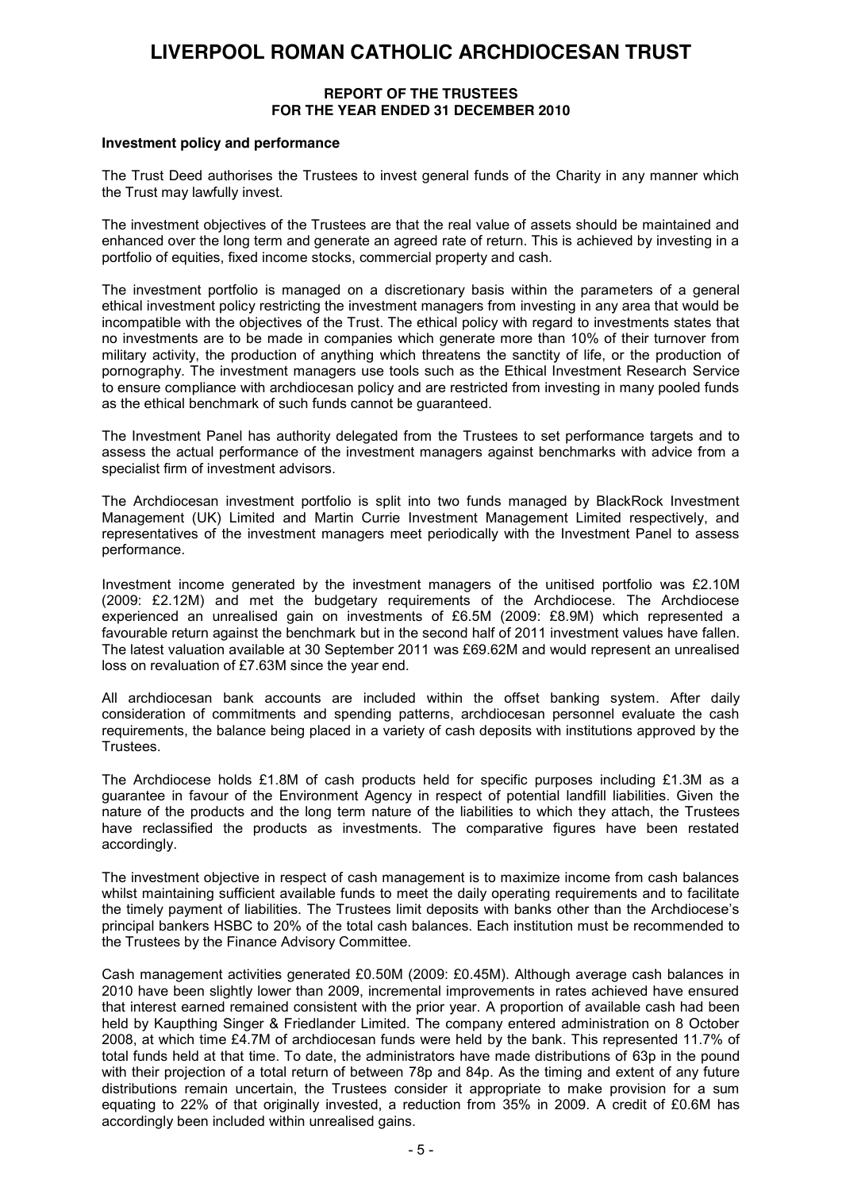## Investment policy and performance

The Trust Deed authorises the Trustees to invest general funds of the Charity in any manner which the Trust may lawfully invest.

The investment objectives of the Trustees are that the real value of assets should be maintained and enhanced over the long term and generate an agreed rate of return. This is achieved by investing in a portfolio of equities, fixed income stocks, commercial property and cash.

The investment portfolio is managed on a discretionary basis within the parameters of a general ethical investment policy restricting the investment managers from investing in any area that would be incompatible with the objectives of the Trust. The ethical policy with regard to investments states that no investments are to be made in companies which generate more than 10% of their turnover from military activity, the production of anything which threatens the sanctity of life, or the production of pornography. The investment managers use tools such as the Ethical Investment Research Service to ensure compliance with archdiocesan policy and are restricted from investing in many pooled funds as the ethical benchmark of such funds cannot be guaranteed.

The Investment Panel has authority delegated from the Trustees to set performance targets and to assess the actual performance of the investment managers against benchmarks with advice from a specialist firm of investment advisors.

The Archdiocesan investment portfolio is split into two funds managed by BlackRock Investment Management (UK) Limited and Martin Currie Investment Management Limited respectively, and representatives of the investment managers meet periodically with the Investment Panel to assess performance.

Investment income generated by the investment managers of the unitised portfolio was £2.10M (2009: £2.12M) and met the budgetary requirements of the Archdiocese. The Archdiocese experienced an unrealised gain on investments of £6.5M (2009: £8.9M) which represented a favourable return against the benchmark but in the second half of 2011 investment values have fallen. The latest valuation available at 30 September 2011 was £69.62M and would represent an unrealised loss on revaluation of £7.63M since the year end.

All archdiocesan bank accounts are included within the offset banking system. After daily consideration of commitments and spending patterns, archdiocesan personnel evaluate the cash requirements, the balance being placed in a variety of cash deposits with institutions approved by the Trustees.

The Archdiocese holds £1.8M of cash products held for specific purposes including £1.3M as a guarantee in favour of the Environment Agency in respect of potential landfill liabilities. Given the nature of the products and the long term nature of the liabilities to which they attach, the Trustees have reclassified the products as investments. The comparative figures have been restated accordingly.

The investment objective in respect of cash management is to maximize income from cash balances whilst maintaining sufficient available funds to meet the daily operating requirements and to facilitate the timely payment of liabilities. The Trustees limit deposits with banks other than the Archdiocese's principal bankers HSBC to 20% of the total cash balances. Each institution must be recommended to the Trustees by the Finance Advisory Committee.

Cash management activities generated £0.50M (2009: £0.45M). Although average cash balances in 2010 have been slightly lower than 2009, incremental improvements in rates achieved have ensured that interest earned remained consistent with the prior year. A proportion of available cash had been held by Kaupthing Singer & Friedlander Limited. The company entered administration on 8 October 2008, at which time £4.7M of archdiocesan funds were held by the bank. This represented 11.7% of total funds held at that time. To date, the administrators have made distributions of 63p in the pound with their projection of a total return of between 78p and 84p. As the timing and extent of any future distributions remain uncertain, the Trustees consider it appropriate to make provision for a sum equating to 22% of that originally invested, a reduction from 35% in 2009. A credit of £0.6M has accordingly been included within unrealised gains.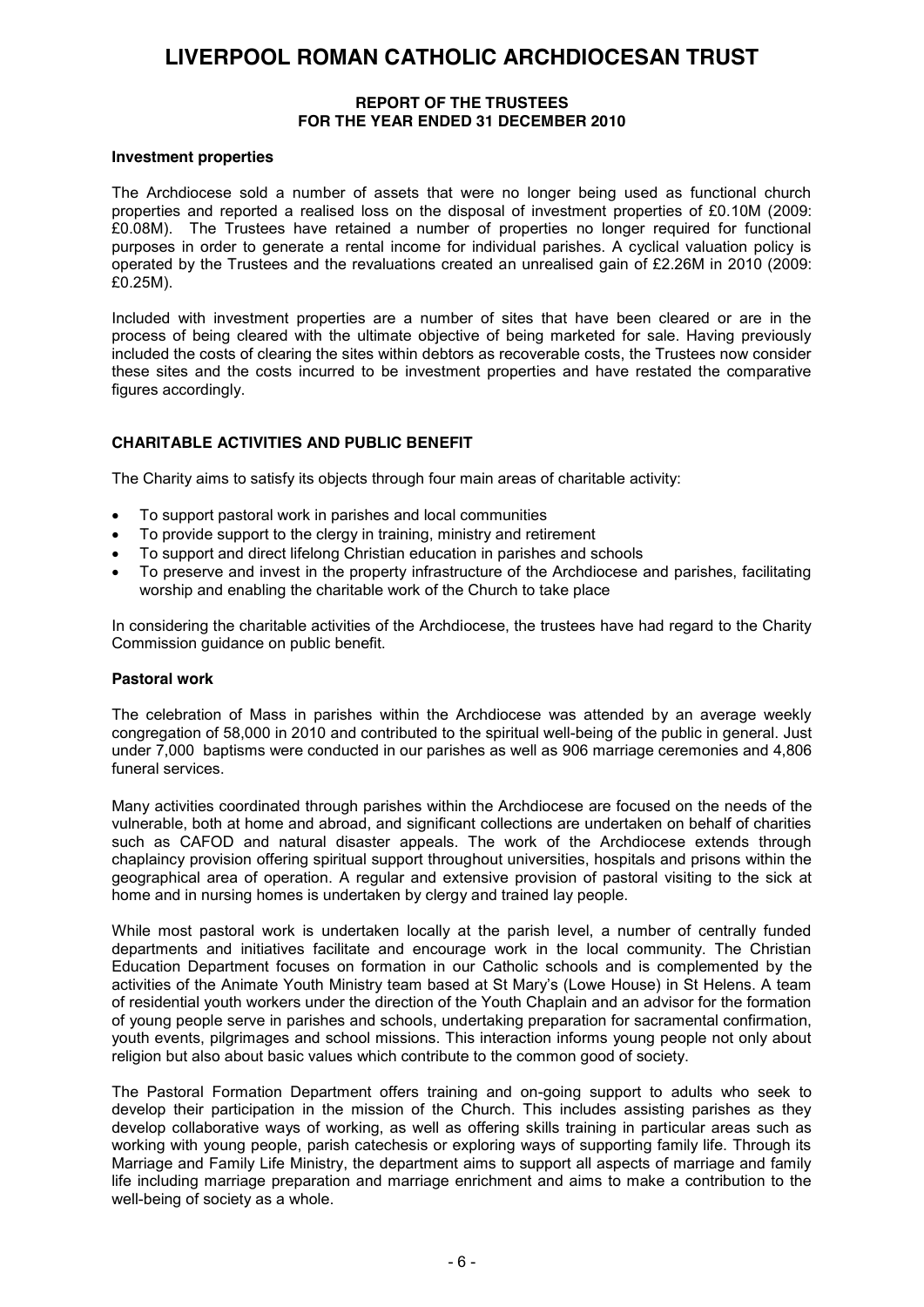### Investment properties

The Archdiocese sold a number of assets that were no longer being used as functional church properties and reported a realised loss on the disposal of investment properties of £0.10M (2009: £0.08M). The Trustees have retained a number of properties no longer required for functional purposes in order to generate a rental income for individual parishes. A cyclical valuation policy is operated by the Trustees and the revaluations created an unrealised gain of £2.26M in 2010 (2009: £0.25M).

Included with investment properties are a number of sites that have been cleared or are in the process of being cleared with the ultimate objective of being marketed for sale. Having previously included the costs of clearing the sites within debtors as recoverable costs, the Trustees now consider these sites and the costs incurred to be investment properties and have restated the comparative figures accordingly.

## CHARITABLE ACTIVITIES AND PUBLIC BENEFIT

The Charity aims to satisfy its objects through four main areas of charitable activity:

- To support pastoral work in parishes and local communities
- To provide support to the clergy in training, ministry and retirement
- To support and direct lifelong Christian education in parishes and schools
- To preserve and invest in the property infrastructure of the Archdiocese and parishes, facilitating worship and enabling the charitable work of the Church to take place

In considering the charitable activities of the Archdiocese, the trustees have had regard to the Charity Commission guidance on public benefit.

### Pastoral work

The celebration of Mass in parishes within the Archdiocese was attended by an average weekly congregation of 58,000 in 2010 and contributed to the spiritual well-being of the public in general. Just under 7,000 baptisms were conducted in our parishes as well as 906 marriage ceremonies and 4,806 funeral services.

Many activities coordinated through parishes within the Archdiocese are focused on the needs of the vulnerable, both at home and abroad, and significant collections are undertaken on behalf of charities such as CAFOD and natural disaster appeals. The work of the Archdiocese extends through chaplaincy provision offering spiritual support throughout universities, hospitals and prisons within the geographical area of operation. A regular and extensive provision of pastoral visiting to the sick at home and in nursing homes is undertaken by clergy and trained lay people.

While most pastoral work is undertaken locally at the parish level, a number of centrally funded departments and initiatives facilitate and encourage work in the local community. The Christian Education Department focuses on formation in our Catholic schools and is complemented by the activities of the Animate Youth Ministry team based at St Mary's (Lowe House) in St Helens. A team of residential youth workers under the direction of the Youth Chaplain and an advisor for the formation of young people serve in parishes and schools, undertaking preparation for sacramental confirmation, youth events, pilgrimages and school missions. This interaction informs young people not only about religion but also about basic values which contribute to the common good of society.

The Pastoral Formation Department offers training and on-going support to adults who seek to develop their participation in the mission of the Church. This includes assisting parishes as they develop collaborative ways of working, as well as offering skills training in particular areas such as working with young people, parish catechesis or exploring ways of supporting family life. Through its Marriage and Family Life Ministry, the department aims to support all aspects of marriage and family life including marriage preparation and marriage enrichment and aims to make a contribution to the well-being of society as a whole.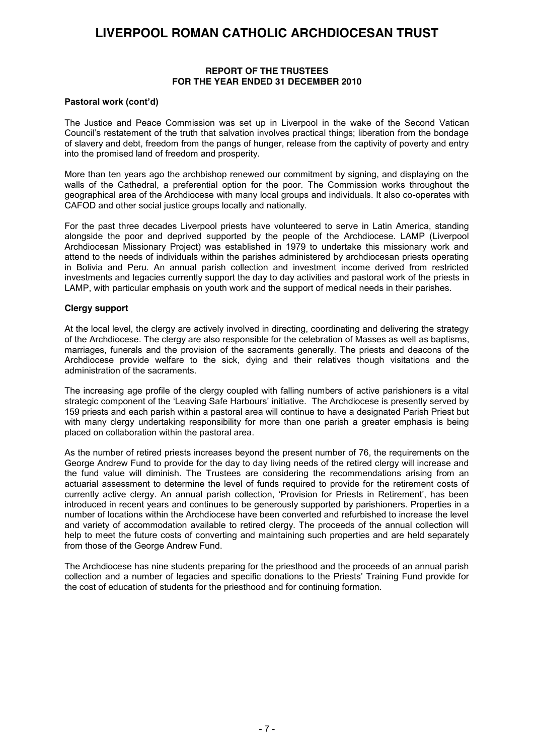# LIVERPOOL ROMAN CATHOLIC ARCHDIOCESAN TRUST

**REPORT OF THE TRUSTEES**
**FOR THE YEAR ENDED 31 DECEMBER 2010**

**Pastoral work (cont'd)**

The Justice and Peace Commission was set up in Liverpool in the wake of the Second Vatican Council's restatement of the truth that salvation involves practical things; liberation from the bondage of slavery and debt, freedom from the pangs of hunger, release from the captivity of poverty and entry into the promised land of freedom and prosperity.

More than ten years ago the archbishop renewed our commitment by signing, and displaying on the walls of the Cathedral, a preferential option for the poor. The Commission works throughout the geographical area of the Archdiocese with many local groups and individuals. It also co-operates with CAFOD and other social justice groups locally and nationally.

For the past three decades Liverpool priests have volunteered to serve in Latin America, standing alongside the poor and deprived supported by the people of the Archdiocese. LAMP (Liverpool Archdiocesan Missionary Project) was established in 1979 to undertake this missionary work and attend to the needs of individuals within the parishes administered by archdiocesan priests operating in Bolivia and Peru. An annual parish collection and investment income derived from restricted investments and legacies currently support the day to day activities and pastoral work of the priests in LAMP, with particular emphasis on youth work and the support of medical needs in their parishes.

**Clergy support**

At the local level, the clergy are actively involved in directing, coordinating and delivering the strategy of the Archdiocese. The clergy are also responsible for the celebration of Masses as well as baptisms, marriages, funerals and the provision of the sacraments generally. The priests and deacons of the Archdiocese provide welfare to the sick, dying and their relatives though visitations and the administration of the sacraments.

The increasing age profile of the clergy coupled with falling numbers of active parishioners is a vital strategic component of the 'Leaving Safe Harbours' initiative. The Archdiocese is presently served by 159 priests and each parish within a pastoral area will continue to have a designated Parish Priest but with many clergy undertaking responsibility for more than one parish a greater emphasis is being placed on collaboration within the pastoral area.

As the number of retired priests increases beyond the present number of 76, the requirements on the George Andrew Fund to provide for the day to day living needs of the retired clergy will increase and the fund value will diminish. The Trustees are considering the recommendations arising from an actuarial assessment to determine the level of funds required to provide for the retirement costs of currently active clergy. An annual parish collection, 'Provision for Priests in Retirement', has been introduced in recent years and continues to be generously supported by parishioners. Properties in a number of locations within the Archdiocese have been converted and refurbished to increase the level and variety of accommodation available to retired clergy. The proceeds of the annual collection will help to meet the future costs of converting and maintaining such properties and are held separately from those of the George Andrew Fund.

The Archdiocese has nine students preparing for the priesthood and the proceeds of an annual parish collection and a number of legacies and specific donations to the Priests' Training Fund provide for the cost of education of students for the priesthood and for continuing formation.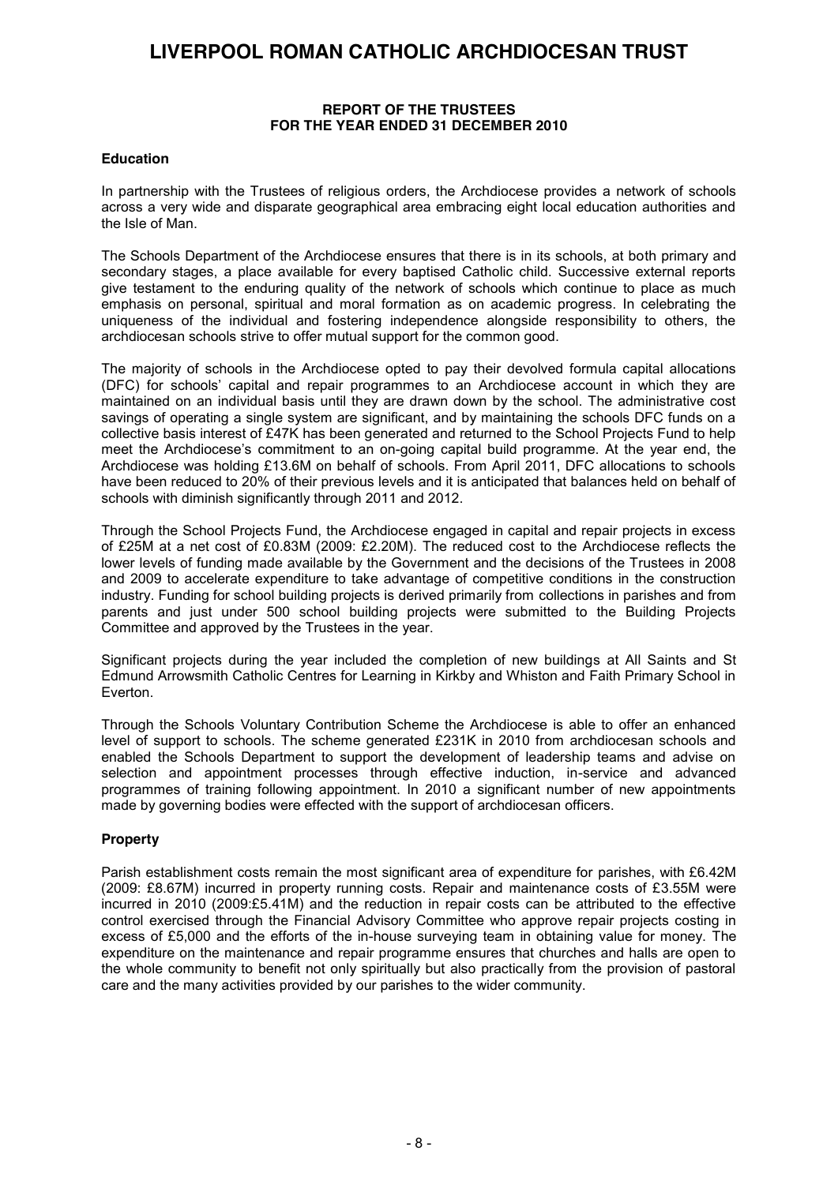# LIVERPOOL ROMAN CATHOLIC ARCHDIOCESAN TRUST

**REPORT OF THE TRUSTEES**
**FOR THE YEAR ENDED 31 DECEMBER 2010**

### Education

In partnership with the Trustees of religious orders, the Archdiocese provides a network of schools across a very wide and disparate geographical area embracing eight local education authorities and the Isle of Man.

The Schools Department of the Archdiocese ensures that there is in its schools, at both primary and secondary stages, a place available for every baptised Catholic child. Successive external reports give testament to the enduring quality of the network of schools which continue to place as much emphasis on personal, spiritual and moral formation as on academic progress. In celebrating the uniqueness of the individual and fostering independence alongside responsibility to others, the archdiocesan schools strive to offer mutual support for the common good.

The majority of schools in the Archdiocese opted to pay their devolved formula capital allocations (DFC) for schools' capital and repair programmes to an Archdiocese account in which they are maintained on an individual basis until they are drawn down by the school. The administrative cost savings of operating a single system are significant, and by maintaining the schools DFC funds on a collective basis interest of £47K has been generated and returned to the School Projects Fund to help meet the Archdiocese's commitment to an on-going capital build programme. At the year end, the Archdiocese was holding £13.6M on behalf of schools. From April 2011, DFC allocations to schools have been reduced to 20% of their previous levels and it is anticipated that balances held on behalf of schools with diminish significantly through 2011 and 2012.

Through the School Projects Fund, the Archdiocese engaged in capital and repair projects in excess of £25M at a net cost of £0.83M (2009: £2.20M). The reduced cost to the Archdiocese reflects the lower levels of funding made available by the Government and the decisions of the Trustees in 2008 and 2009 to accelerate expenditure to take advantage of competitive conditions in the construction industry. Funding for school building projects is derived primarily from collections in parishes and from parents and just under 500 school building projects were submitted to the Building Projects Committee and approved by the Trustees in the year.

Significant projects during the year included the completion of new buildings at All Saints and St Edmund Arrowsmith Catholic Centres for Learning in Kirkby and Whiston and Faith Primary School in Everton.

Through the Schools Voluntary Contribution Scheme the Archdiocese is able to offer an enhanced level of support to schools. The scheme generated £231K in 2010 from archdiocesan schools and enabled the Schools Department to support the development of leadership teams and advise on selection and appointment processes through effective induction, in-service and advanced programmes of training following appointment. In 2010 a significant number of new appointments made by governing bodies were effected with the support of archdiocesan officers.

### Property

Parish establishment costs remain the most significant area of expenditure for parishes, with £6.42M (2009: £8.67M) incurred in property running costs. Repair and maintenance costs of £3.55M were incurred in 2010 (2009:£5.41M) and the reduction in repair costs can be attributed to the effective control exercised through the Financial Advisory Committee who approve repair projects costing in excess of £5,000 and the efforts of the in-house surveying team in obtaining value for money. The expenditure on the maintenance and repair programme ensures that churches and halls are open to the whole community to benefit not only spiritually but also practically from the provision of pastoral care and the many activities provided by our parishes to the wider community.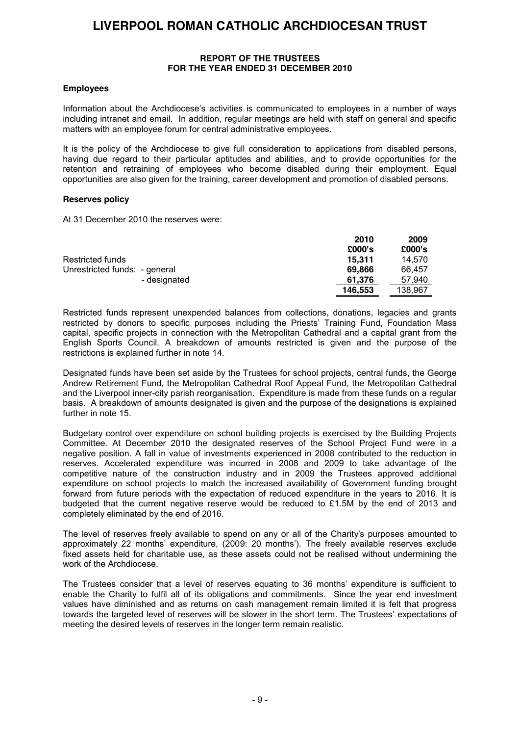# LIVERPOOL ROMAN CATHOLIC ARCHDIOCESAN TRUST

## REPORT OF THE TRUSTEES FOR THE YEAR ENDED 31 DECEMBER 2010

### Employees

Information about the Archdiocese's activities is communicated to employees in a number of ways including intranet and email. In addition, regular meetings are held with staff on general and specific matters with an employee forum for central administrative employees.

It is the policy of the Archdiocese to give full consideration to applications from disabled persons, having due regard to their particular aptitudes and abilities, and to provide opportunities for the retention and retraining of employees who become disabled during their employment. Equal opportunities are also given for the training, career development and promotion of disabled persons.

### Reserves policy

At 31 December 2010 the reserves were:

| | 2010 £000's | 2009 £000's |
|---|---|---|
| Restricted funds | **15,311** | 14,570 |
| Unrestricted funds: - general | **69,866** | 66,457 |
| - designated | **61,376** | 57,940 |
| | **146,553** | 138,967 |

Restricted funds represent unexpended balances from collections, donations, legacies and grants restricted by donors to specific purposes including the Priests' Training Fund, Foundation Mass capital, specific projects in connection with the Metropolitan Cathedral and a capital grant from the English Sports Council. A breakdown of amounts restricted is given and the purpose of the restrictions is explained further in note 14.

Designated funds have been set aside by the Trustees for school projects, central funds, the George Andrew Retirement Fund, the Metropolitan Cathedral Roof Appeal Fund, the Metropolitan Cathedral and the Liverpool inner-city parish reorganisation. Expenditure is made from these funds on a regular basis. A breakdown of amounts designated is given and the purpose of the designations is explained further in note 15.

Budgetary control over expenditure on school building projects is exercised by the Building Projects Committee. At December 2010 the designated reserves of the School Project Fund were in a negative position. A fall in value of investments experienced in 2008 contributed to the reduction in reserves. Accelerated expenditure was incurred in 2008 and 2009 to take advantage of the competitive nature of the construction industry and in 2009 the Trustees approved additional expenditure on school projects to match the increased availability of Government funding brought forward from future periods with the expectation of reduced expenditure in the years to 2016. It is budgeted that the current negative reserve would be reduced to £1.5M by the end of 2013 and completely eliminated by the end of 2016.

The level of reserves freely available to spend on any or all of the Charity's purposes amounted to approximately 22 months' expenditure, (2009: 20 months'). The freely available reserves exclude fixed assets held for charitable use, as these assets could not be realised without undermining the work of the Archdiocese.

The Trustees consider that a level of reserves equating to 36 months' expenditure is sufficient to enable the Charity to fulfil all of its obligations and commitments. Since the year end investment values have diminished and as returns on cash management remain limited it is felt that progress towards the targeted level of reserves will be slower in the short term. The Trustees' expectations of meeting the desired levels of reserves in the longer term remain realistic.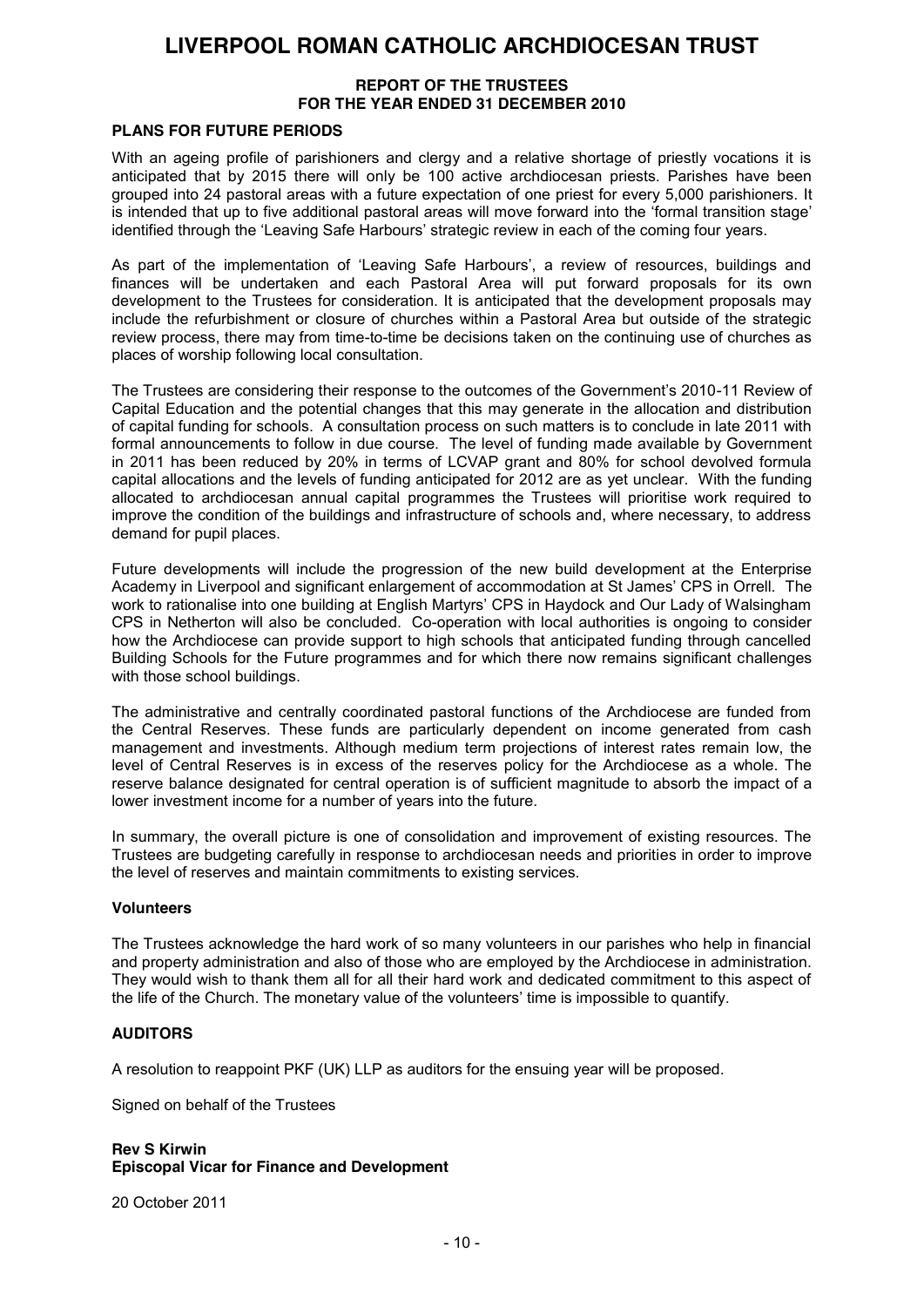# LIVERPOOL ROMAN CATHOLIC ARCHDIOCESAN TRUST

**REPORT OF THE TRUSTEES**
**FOR THE YEAR ENDED 31 DECEMBER 2010**

## PLANS FOR FUTURE PERIODS

With an ageing profile of parishioners and clergy and a relative shortage of priestly vocations it is anticipated that by 2015 there will only be 100 active archdiocesan priests. Parishes have been grouped into 24 pastoral areas with a future expectation of one priest for every 5,000 parishioners. It is intended that up to five additional pastoral areas will move forward into the 'formal transition stage' identified through the 'Leaving Safe Harbours' strategic review in each of the coming four years.

As part of the implementation of 'Leaving Safe Harbours', a review of resources, buildings and finances will be undertaken and each Pastoral Area will put forward proposals for its own development to the Trustees for consideration. It is anticipated that the development proposals may include the refurbishment or closure of churches within a Pastoral Area but outside of the strategic review process, there may from time-to-time be decisions taken on the continuing use of churches as places of worship following local consultation.

The Trustees are considering their response to the outcomes of the Government's 2010-11 Review of Capital Education and the potential changes that this may generate in the allocation and distribution of capital funding for schools. A consultation process on such matters is to conclude in late 2011 with formal announcements to follow in due course. The level of funding made available by Government in 2011 has been reduced by 20% in terms of LCVAP grant and 80% for school devolved formula capital allocations and the levels of funding anticipated for 2012 are as yet unclear. With the funding allocated to archdiocesan annual capital programmes the Trustees will prioritise work required to improve the condition of the buildings and infrastructure of schools and, where necessary, to address demand for pupil places.

Future developments will include the progression of the new build development at the Enterprise Academy in Liverpool and significant enlargement of accommodation at St James' CPS in Orrell. The work to rationalise into one building at English Martyrs' CPS in Haydock and Our Lady of Walsingham CPS in Netherton will also be concluded. Co-operation with local authorities is ongoing to consider how the Archdiocese can provide support to high schools that anticipated funding through cancelled Building Schools for the Future programmes and for which there now remains significant challenges with those school buildings.

The administrative and centrally coordinated pastoral functions of the Archdiocese are funded from the Central Reserves. These funds are particularly dependent on income generated from cash management and investments. Although medium term projections of interest rates remain low, the level of Central Reserves is in excess of the reserves policy for the Archdiocese as a whole. The reserve balance designated for central operation is of sufficient magnitude to absorb the impact of a lower investment income for a number of years into the future.

In summary, the overall picture is one of consolidation and improvement of existing resources. The Trustees are budgeting carefully in response to archdiocesan needs and priorities in order to improve the level of reserves and maintain commitments to existing services.

### Volunteers

The Trustees acknowledge the hard work of so many volunteers in our parishes who help in financial and property administration and also of those who are employed by the Archdiocese in administration. They would wish to thank them all for all their hard work and dedicated commitment to this aspect of the life of the Church. The monetary value of the volunteers' time is impossible to quantify.

## AUDITORS

A resolution to reappoint PKF (UK) LLP as auditors for the ensuing year will be proposed.

Signed on behalf of the Trustees

**Rev S Kirwin**
**Episcopal Vicar for Finance and Development**

20 October 2011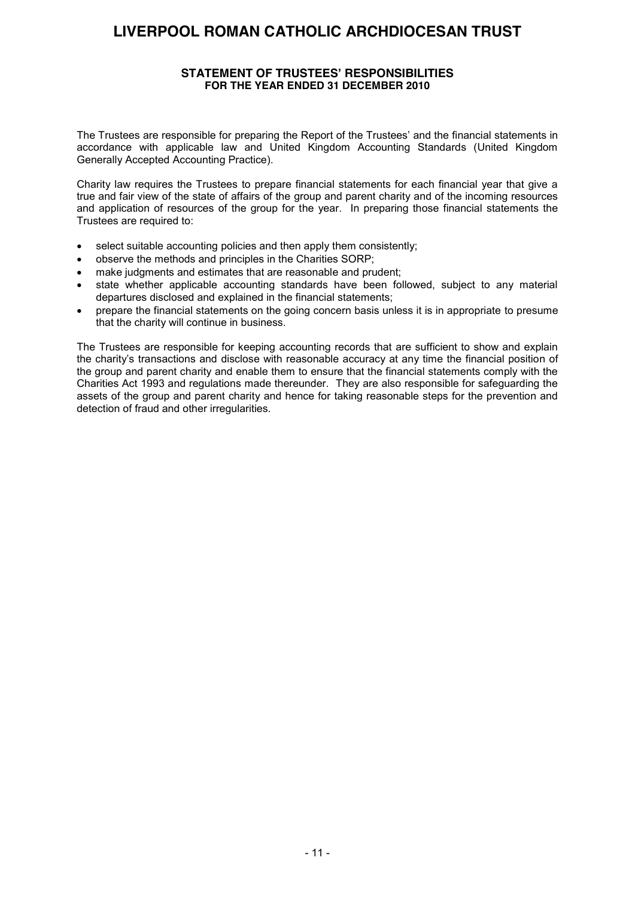# LIVERPOOL ROMAN CATHOLIC ARCHDIOCESAN TRUST

## STATEMENT OF TRUSTEES' RESPONSIBILITIES
### FOR THE YEAR ENDED 31 DECEMBER 2010

The Trustees are responsible for preparing the Report of the Trustees' and the financial statements in accordance with applicable law and United Kingdom Accounting Standards (United Kingdom Generally Accepted Accounting Practice).

Charity law requires the Trustees to prepare financial statements for each financial year that give a true and fair view of the state of affairs of the group and parent charity and of the incoming resources and application of resources of the group for the year. In preparing those financial statements the Trustees are required to:

- select suitable accounting policies and then apply them consistently;
- observe the methods and principles in the Charities SORP;
- make judgments and estimates that are reasonable and prudent;
- state whether applicable accounting standards have been followed, subject to any material departures disclosed and explained in the financial statements;
- prepare the financial statements on the going concern basis unless it is in appropriate to presume that the charity will continue in business.

The Trustees are responsible for keeping accounting records that are sufficient to show and explain the charity's transactions and disclose with reasonable accuracy at any time the financial position of the group and parent charity and enable them to ensure that the financial statements comply with the Charities Act 1993 and regulations made thereunder. They are also responsible for safeguarding the assets of the group and parent charity and hence for taking reasonable steps for the prevention and detection of fraud and other irregularities.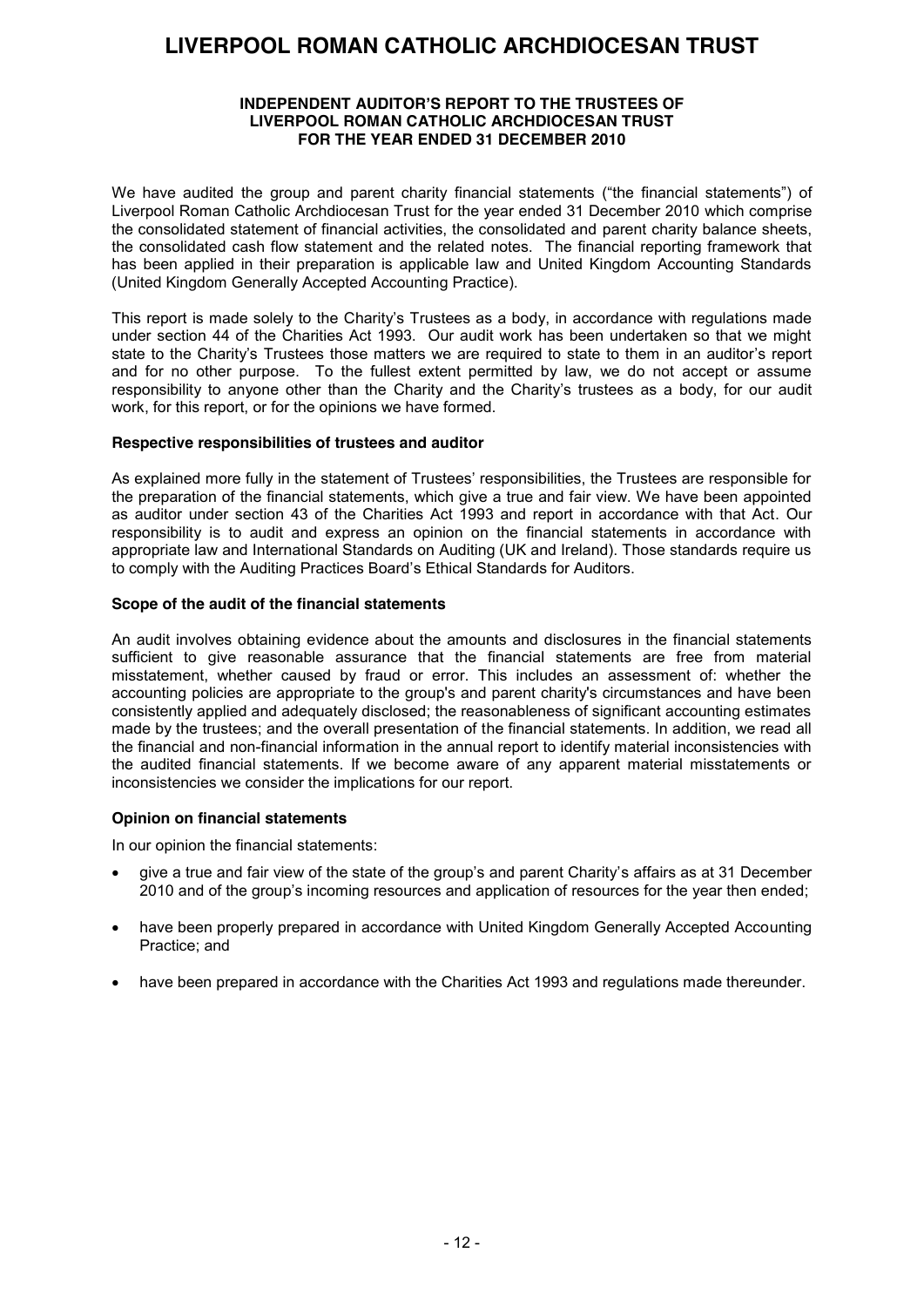# LIVERPOOL ROMAN CATHOLIC ARCHDIOCESAN TRUST

**INDEPENDENT AUDITOR'S REPORT TO THE TRUSTEES OF LIVERPOOL ROMAN CATHOLIC ARCHDIOCESAN TRUST FOR THE YEAR ENDED 31 DECEMBER 2010**

We have audited the group and parent charity financial statements ("the financial statements") of Liverpool Roman Catholic Archdiocesan Trust for the year ended 31 December 2010 which comprise the consolidated statement of financial activities, the consolidated and parent charity balance sheets, the consolidated cash flow statement and the related notes. The financial reporting framework that has been applied in their preparation is applicable law and United Kingdom Accounting Standards (United Kingdom Generally Accepted Accounting Practice).

This report is made solely to the Charity's Trustees as a body, in accordance with regulations made under section 44 of the Charities Act 1993. Our audit work has been undertaken so that we might state to the Charity's Trustees those matters we are required to state to them in an auditor's report and for no other purpose. To the fullest extent permitted by law, we do not accept or assume responsibility to anyone other than the Charity and the Charity's trustees as a body, for our audit work, for this report, or for the opinions we have formed.

**Respective responsibilities of trustees and auditor**

As explained more fully in the statement of Trustees' responsibilities, the Trustees are responsible for the preparation of the financial statements, which give a true and fair view. We have been appointed as auditor under section 43 of the Charities Act 1993 and report in accordance with that Act. Our responsibility is to audit and express an opinion on the financial statements in accordance with appropriate law and International Standards on Auditing (UK and Ireland). Those standards require us to comply with the Auditing Practices Board's Ethical Standards for Auditors.

**Scope of the audit of the financial statements**

An audit involves obtaining evidence about the amounts and disclosures in the financial statements sufficient to give reasonable assurance that the financial statements are free from material misstatement, whether caused by fraud or error. This includes an assessment of: whether the accounting policies are appropriate to the group's and parent charity's circumstances and have been consistently applied and adequately disclosed; the reasonableness of significant accounting estimates made by the trustees; and the overall presentation of the financial statements. In addition, we read all the financial and non-financial information in the annual report to identify material inconsistencies with the audited financial statements. If we become aware of any apparent material misstatements or inconsistencies we consider the implications for our report.

**Opinion on financial statements**

In our opinion the financial statements:

- give a true and fair view of the state of the group's and parent Charity's affairs as at 31 December 2010 and of the group's incoming resources and application of resources for the year then ended;
- have been properly prepared in accordance with United Kingdom Generally Accepted Accounting Practice; and
- have been prepared in accordance with the Charities Act 1993 and regulations made thereunder.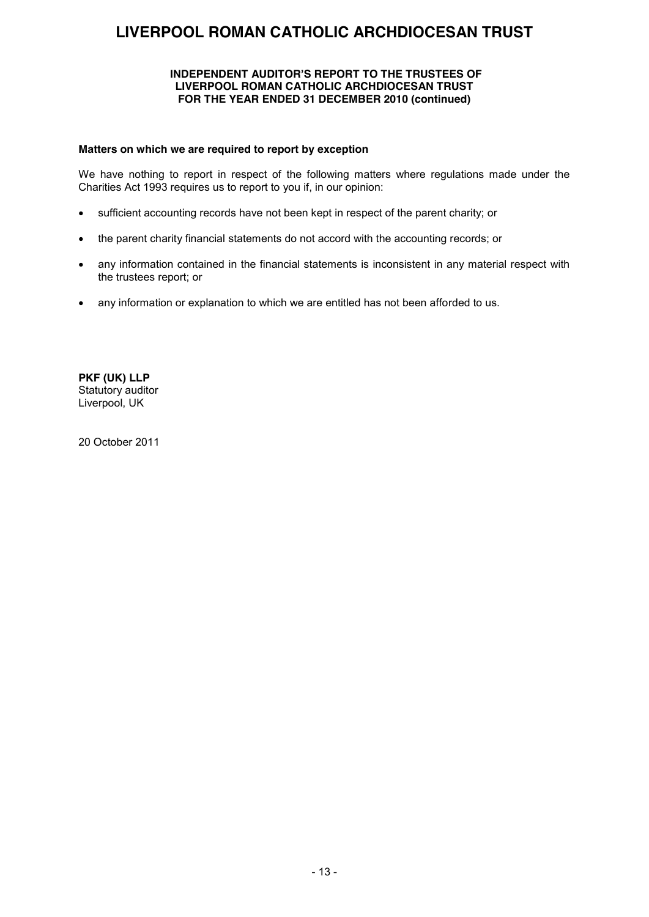# LIVERPOOL ROMAN CATHOLIC ARCHDIOCESAN TRUST

**INDEPENDENT AUDITOR'S REPORT TO THE TRUSTEES OF LIVERPOOL ROMAN CATHOLIC ARCHDIOCESAN TRUST FOR THE YEAR ENDED 31 DECEMBER 2010 (continued)**

**Matters on which we are required to report by exception**

We have nothing to report in respect of the following matters where regulations made under the Charities Act 1993 requires us to report to you if, in our opinion:

- sufficient accounting records have not been kept in respect of the parent charity; or
- the parent charity financial statements do not accord with the accounting records; or
- any information contained in the financial statements is inconsistent in any material respect with the trustees report; or
- any information or explanation to which we are entitled has not been afforded to us.

**PKF (UK) LLP**
Statutory auditor
Liverpool, UK

20 October 2011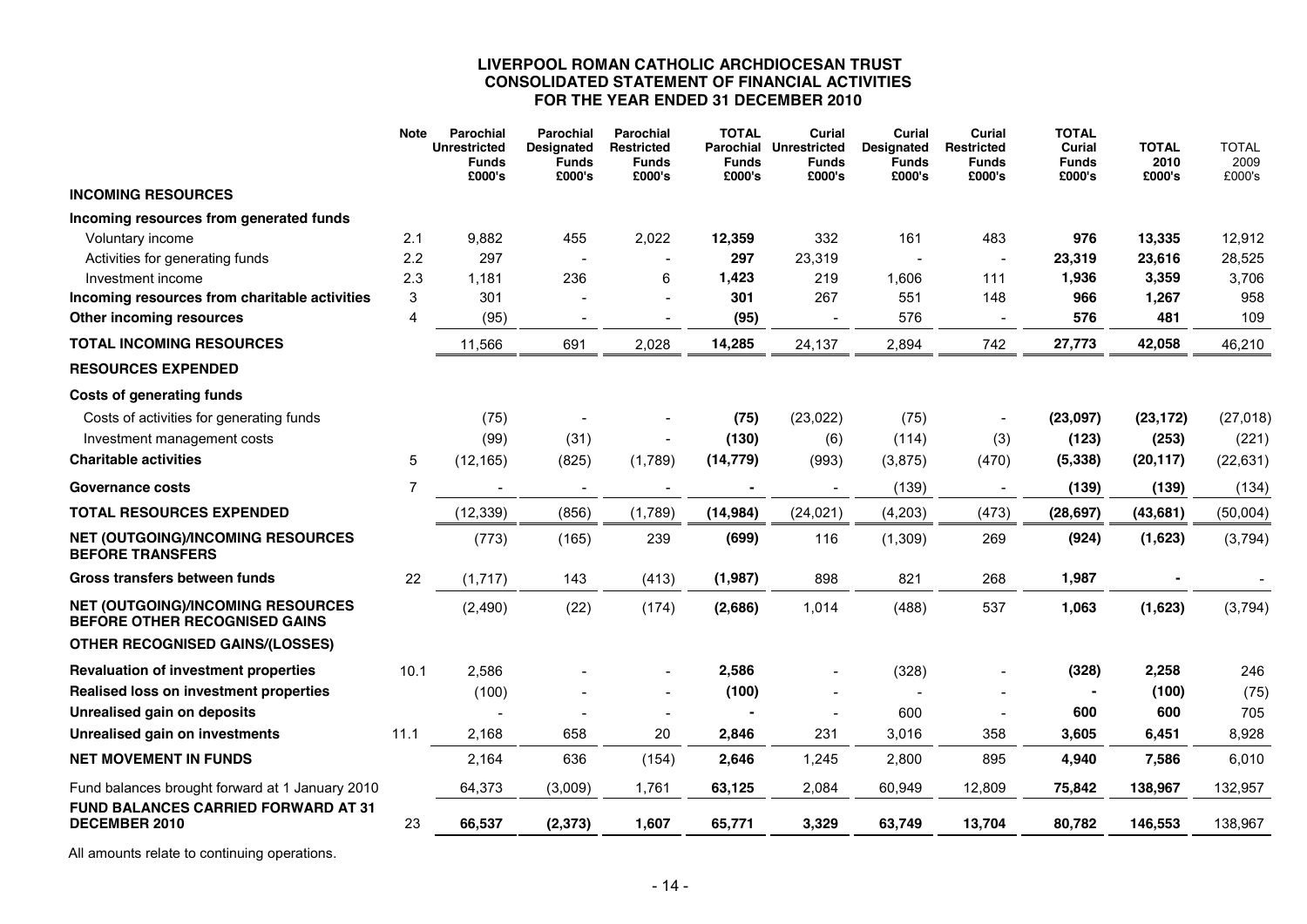# LIVERPOOL ROMAN CATHOLIC ARCHDIOCESAN TRUST
## CONSOLIDATED STATEMENT OF FINANCIAL ACTIVITIES
## FOR THE YEAR ENDED 31 DECEMBER 2010

| | Note | Parochial Unrestricted Funds £000's | Parochial Designated Funds £000's | Parochial Restricted Funds £000's | TOTAL Parochial Funds £000's | Curial Unrestricted Funds £000's | Curial Designated Funds £000's | Curial Restricted Funds £000's | TOTAL Curial Funds £000's | TOTAL 2010 £000's | TOTAL 2009 £000's |
|---|---|---|---|---|---|---|---|---|---|---|---|
| **INCOMING RESOURCES** | | | | | | | | | | | |
| **Incoming resources from generated funds** | | | | | | | | | | | |
| Voluntary income | 2.1 | 9,882 | 455 | 2,022 | **12,359** | 332 | 161 | 483 | **976** | **13,335** | 12,912 |
| Activities for generating funds | 2.2 | 297 | - | - | **297** | 23,319 | - | - | **23,319** | **23,616** | 28,525 |
| Investment income | 2.3 | 1,181 | 236 | 6 | **1,423** | 219 | 1,606 | 111 | **1,936** | **3,359** | 3,706 |
| **Incoming resources from charitable activities** | 3 | 301 | - | - | **301** | 267 | 551 | 148 | **966** | **1,267** | 958 |
| **Other incoming resources** | 4 | (95) | - | - | **(95)** | - | 576 | - | **576** | **481** | 109 |
| **TOTAL INCOMING RESOURCES** | | 11,566 | 691 | 2,028 | **14,285** | 24,137 | 2,894 | 742 | **27,773** | **42,058** | 46,210 |
| **RESOURCES EXPENDED** | | | | | | | | | | | |
| **Costs of generating funds** | | | | | | | | | | | |
| Costs of activities for generating funds | | (75) | - | - | **(75)** | (23,022) | (75) | - | **(23,097)** | **(23,172)** | (27,018) |
| Investment management costs | | (99) | (31) | - | **(130)** | (6) | (114) | (3) | **(123)** | **(253)** | (221) |
| **Charitable activities** | 5 | (12,165) | (825) | (1,789) | **(14,779)** | (993) | (3,875) | (470) | **(5,338)** | **(20,117)** | (22,631) |
| **Governance costs** | 7 | - | - | - | **-** | - | (139) | - | **(139)** | **(139)** | (134) |
| **TOTAL RESOURCES EXPENDED** | | (12,339) | (856) | (1,789) | **(14,984)** | (24,021) | (4,203) | (473) | **(28,697)** | **(43,681)** | (50,004) |
| **NET (OUTGOING)/INCOMING RESOURCES BEFORE TRANSFERS** | | (773) | (165) | 239 | **(699)** | 116 | (1,309) | 269 | **(924)** | **(1,623)** | (3,794) |
| **Gross transfers between funds** | 22 | (1,717) | 143 | (413) | **(1,987)** | 898 | 821 | 268 | **1,987** | **-** | - |
| **NET (OUTGOING)/INCOMING RESOURCES BEFORE OTHER RECOGNISED GAINS** | | (2,490) | (22) | (174) | **(2,686)** | 1,014 | (488) | 537 | **1,063** | **(1,623)** | (3,794) |
| **OTHER RECOGNISED GAINS/(LOSSES)** | | | | | | | | | | | |
| **Revaluation of investment properties** | 10.1 | 2,586 | - | - | **2,586** | - | (328) | - | **(328)** | **2,258** | 246 |
| **Realised loss on investment properties** | | (100) | - | - | **(100)** | - | - | - | **-** | **(100)** | (75) |
| **Unrealised gain on deposits** | | - | - | - | **-** | - | 600 | - | **600** | **600** | 705 |
| **Unrealised gain on investments** | 11.1 | 2,168 | 658 | 20 | **2,846** | 231 | 3,016 | 358 | **3,605** | **6,451** | 8,928 |
| **NET MOVEMENT IN FUNDS** | | 2,164 | 636 | (154) | **2,646** | 1,245 | 2,800 | 895 | **4,940** | **7,586** | 6,010 |
| Fund balances brought forward at 1 January 2010 | | 64,373 | (3,009) | 1,761 | **63,125** | 2,084 | 60,949 | 12,809 | **75,842** | **138,967** | 132,957 |
| **FUND BALANCES CARRIED FORWARD AT 31 DECEMBER 2010** | 23 | **66,537** | **(2,373)** | **1,607** | **65,771** | **3,329** | **63,749** | **13,704** | **80,782** | **146,553** | 138,967 |

All amounts relate to continuing operations.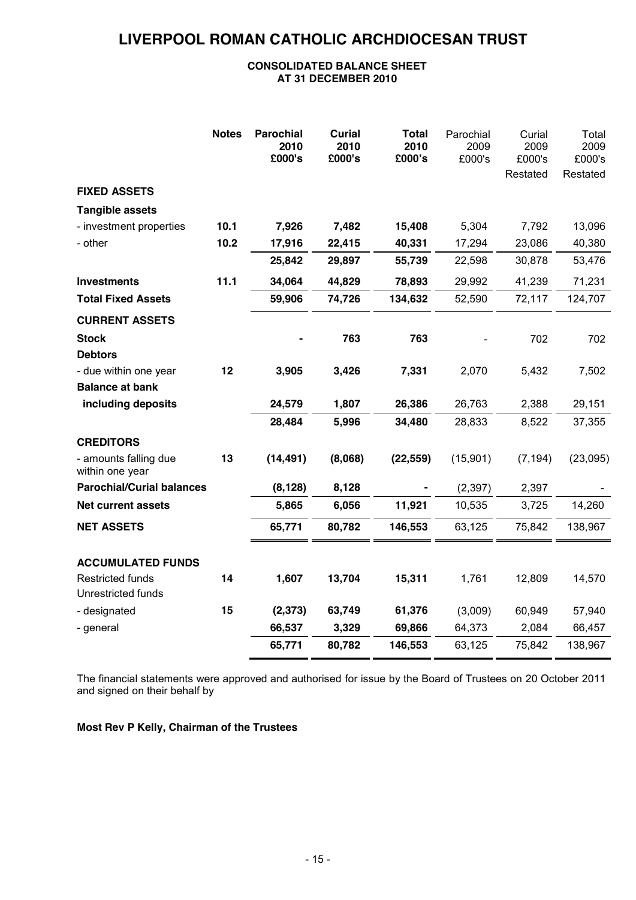# LIVERPOOL ROMAN CATHOLIC ARCHDIOCESAN TRUST

**CONSOLIDATED BALANCE SHEET**
**AT 31 DECEMBER 2010**

| | Notes | Parochial 2010 £000's | Curial 2010 £000's | Total 2010 £000's | Parochial 2009 £000's | Curial 2009 £000's Restated | Total 2009 £000's Restated |
|---|---|---|---|---|---|---|---|
| **FIXED ASSETS** | | | | | | | |
| **Tangible assets** | | | | | | | |
| - investment properties | 10.1 | 7,926 | 7,482 | 15,408 | 5,304 | 7,792 | 13,096 |
| - other | 10.2 | 17,916 | 22,415 | 40,331 | 17,294 | 23,086 | 40,380 |
| | | 25,842 | 29,897 | 55,739 | 22,598 | 30,878 | 53,476 |
| **Investments** | 11.1 | 34,064 | 44,829 | 78,893 | 29,992 | 41,239 | 71,231 |
| **Total Fixed Assets** | | 59,906 | 74,726 | 134,632 | 52,590 | 72,117 | 124,707 |
| **CURRENT ASSETS** | | | | | | | |
| **Stock** | | - | 763 | 763 | - | 702 | 702 |
| **Debtors** | | | | | | | |
| - due within one year | 12 | 3,905 | 3,426 | 7,331 | 2,070 | 5,432 | 7,502 |
| **Balance at bank including deposits** | | 24,579 | 1,807 | 26,386 | 26,763 | 2,388 | 29,151 |
| | | 28,484 | 5,996 | 34,480 | 28,833 | 8,522 | 37,355 |
| **CREDITORS** | | | | | | | |
| - amounts falling due within one year | 13 | (14,491) | (8,068) | (22,559) | (15,901) | (7,194) | (23,095) |
| **Parochial/Curial balances** | | (8,128) | 8,128 | - | (2,397) | 2,397 | - |
| **Net current assets** | | 5,865 | 6,056 | 11,921 | 10,535 | 3,725 | 14,260 |
| **NET ASSETS** | | 65,771 | 80,782 | 146,553 | 63,125 | 75,842 | 138,967 |
| **ACCUMULATED FUNDS** | | | | | | | |
| Restricted funds | 14 | 1,607 | 13,704 | 15,311 | 1,761 | 12,809 | 14,570 |
| Unrestricted funds | | | | | | | |
| - designated | 15 | (2,373) | 63,749 | 61,376 | (3,009) | 60,949 | 57,940 |
| - general | | 66,537 | 3,329 | 69,866 | 64,373 | 2,084 | 66,457 |
| | | 65,771 | 80,782 | 146,553 | 63,125 | 75,842 | 138,967 |

The financial statements were approved and authorised for issue by the Board of Trustees on 20 October 2011 and signed on their behalf by

**Most Rev P Kelly, Chairman of the Trustees**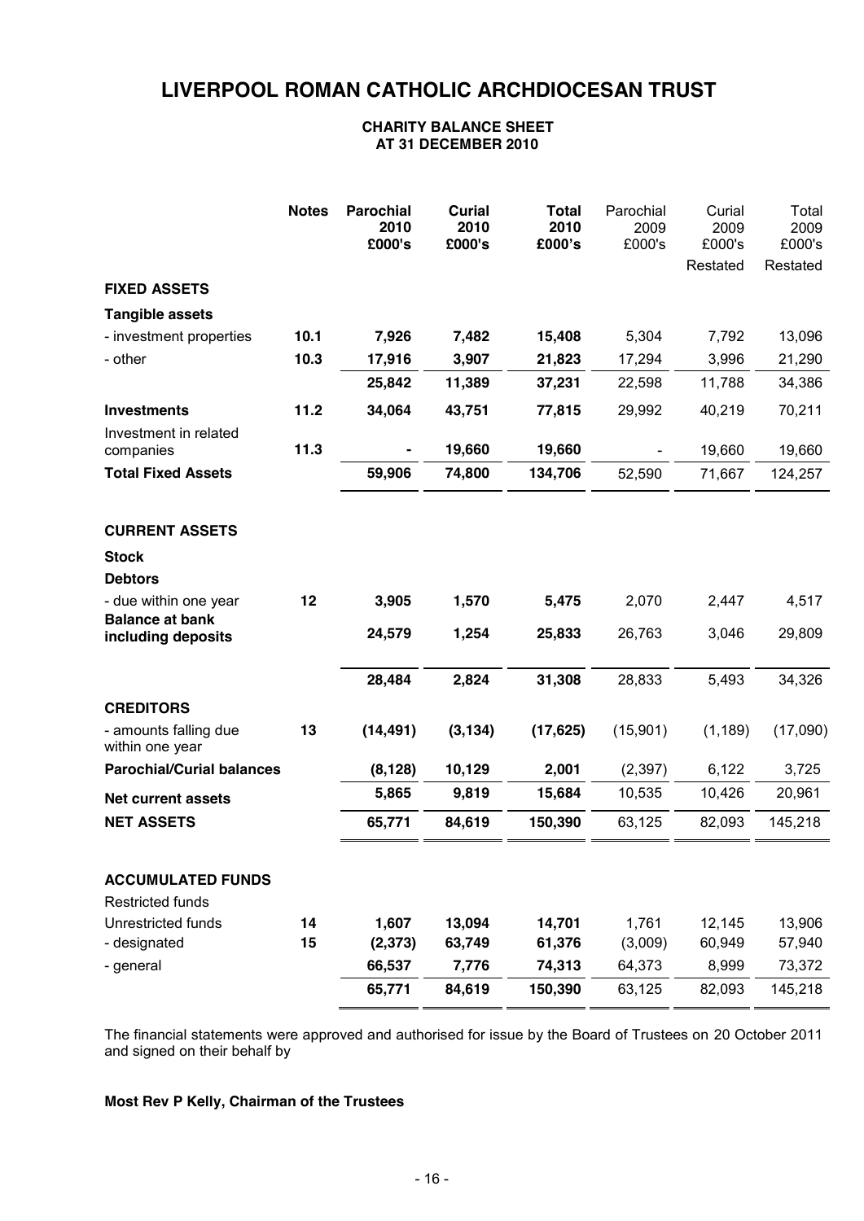# LIVERPOOL ROMAN CATHOLIC ARCHDIOCESAN TRUST

**CHARITY BALANCE SHEET**
**AT 31 DECEMBER 2010**

| | Notes | Parochial 2010 £000's | Curial 2010 £000's | Total 2010 £000's | Parochial 2009 £000's | Curial 2009 £000's Restated | Total 2009 £000's Restated |
|---|---|---|---|---|---|---|---|
| **FIXED ASSETS** | | | | | | | |
| **Tangible assets** | | | | | | | |
| - investment properties | **10.1** | **7,926** | **7,482** | **15,408** | 5,304 | 7,792 | 13,096 |
| - other | **10.3** | **17,916** | **3,907** | **21,823** | 17,294 | 3,996 | 21,290 |
| | | **25,842** | **11,389** | **37,231** | 22,598 | 11,788 | 34,386 |
| **Investments** | **11.2** | **34,064** | **43,751** | **77,815** | 29,992 | 40,219 | 70,211 |
| Investment in related companies | **11.3** | **-** | **19,660** | **19,660** | - | 19,660 | 19,660 |
| **Total Fixed Assets** | | **59,906** | **74,800** | **134,706** | 52,590 | 71,667 | 124,257 |
| **CURRENT ASSETS** | | | | | | | |
| **Stock** | | | | | | | |
| **Debtors** | | | | | | | |
| - due within one year | **12** | **3,905** | **1,570** | **5,475** | 2,070 | 2,447 | 4,517 |
| **Balance at bank including deposits** | | **24,579** | **1,254** | **25,833** | 26,763 | 3,046 | 29,809 |
| | | **28,484** | **2,824** | **31,308** | 28,833 | 5,493 | 34,326 |
| **CREDITORS** | | | | | | | |
| - amounts falling due within one year | **13** | **(14,491)** | **(3,134)** | **(17,625)** | (15,901) | (1,189) | (17,090) |
| **Parochial/Curial balances** | | **(8,128)** | **10,129** | **2,001** | (2,397) | 6,122 | 3,725 |
| **Net current assets** | | **5,865** | **9,819** | **15,684** | 10,535 | 10,426 | 20,961 |
| **NET ASSETS** | | **65,771** | **84,619** | **150,390** | 63,125 | 82,093 | 145,218 |
| **ACCUMULATED FUNDS** | | | | | | | |
| Restricted funds | | | | | | | |
| Unrestricted funds | **14** | **1,607** | **13,094** | **14,701** | 1,761 | 12,145 | 13,906 |
| - designated | **15** | **(2,373)** | **63,749** | **61,376** | (3,009) | 60,949 | 57,940 |
| - general | | **66,537** | **7,776** | **74,313** | 64,373 | 8,999 | 73,372 |
| | | **65,771** | **84,619** | **150,390** | 63,125 | 82,093 | 145,218 |

The financial statements were approved and authorised for issue by the Board of Trustees on 20 October 2011 and signed on their behalf by

**Most Rev P Kelly, Chairman of the Trustees**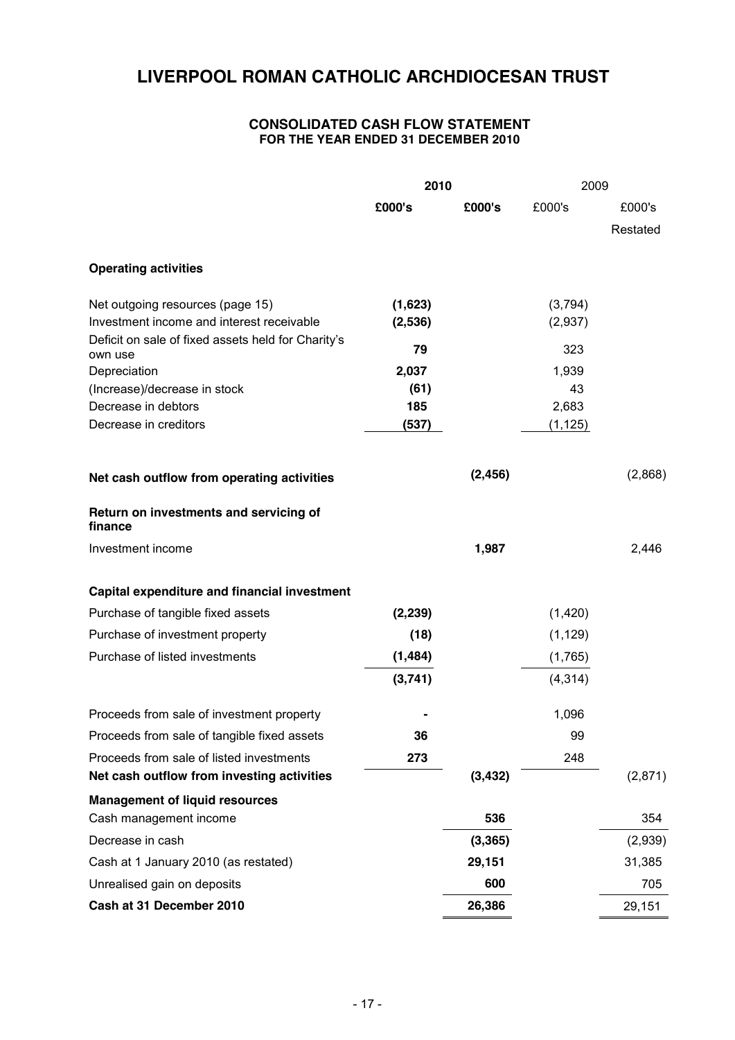# LIVERPOOL ROMAN CATHOLIC ARCHDIOCESAN TRUST

## CONSOLIDATED CASH FLOW STATEMENT
### FOR THE YEAR ENDED 31 DECEMBER 2010

| | 2010 | | 2009 | |
|---|---|---|---|---|
| | £000's | £000's | £000's | £000's Restated |
| **Operating activities** | | | | |
| Net outgoing resources (page 15) | (1,623) | | (3,794) | |
| Investment income and interest receivable | (2,536) | | (2,937) | |
| Deficit on sale of fixed assets held for Charity's own use | 79 | | 323 | |
| Depreciation | 2,037 | | 1,939 | |
| (Increase)/decrease in stock | (61) | | 43 | |
| Decrease in debtors | 185 | | 2,683 | |
| Decrease in creditors | (537) | | (1,125) | |
| **Net cash outflow from operating activities** | | (2,456) | | (2,868) |
| **Return on investments and servicing of finance** | | | | |
| Investment income | | 1,987 | | 2,446 |
| **Capital expenditure and financial investment** | | | | |
| Purchase of tangible fixed assets | (2,239) | | (1,420) | |
| Purchase of investment property | (18) | | (1,129) | |
| Purchase of listed investments | (1,484) | | (1,765) | |
| | (3,741) | | (4,314) | |
| Proceeds from sale of investment property | - | | 1,096 | |
| Proceeds from sale of tangible fixed assets | 36 | | 99 | |
| Proceeds from sale of listed investments | 273 | | 248 | |
| **Net cash outflow from investing activities** | | (3,432) | | (2,871) |
| **Management of liquid resources** | | | | |
| Cash management income | | 536 | | 354 |
| Decrease in cash | | (3,365) | | (2,939) |
| Cash at 1 January 2010 (as restated) | | 29,151 | | 31,385 |
| Unrealised gain on deposits | | 600 | | 705 |
| **Cash at 31 December 2010** | | 26,386 | | 29,151 |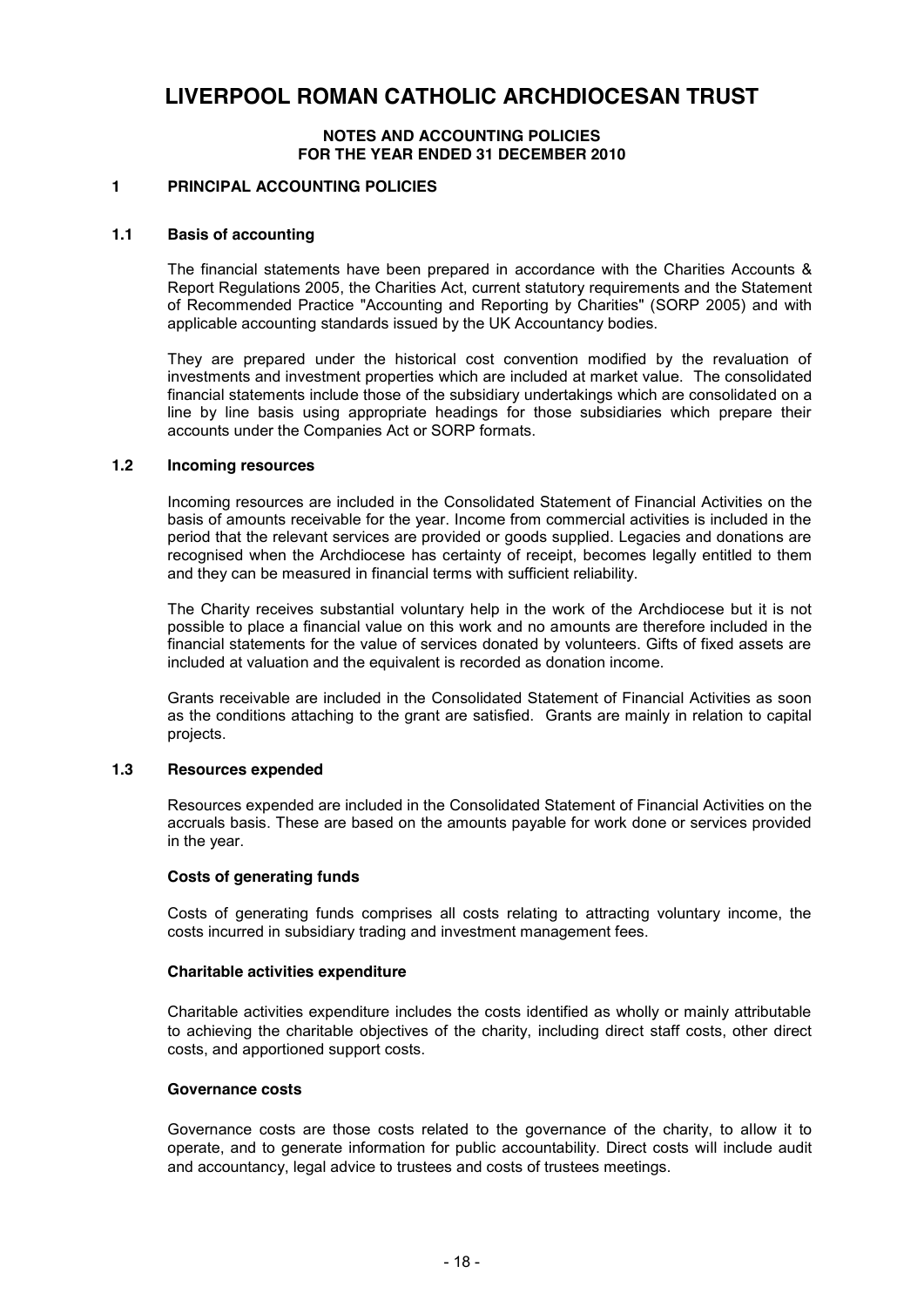# LIVERPOOL ROMAN CATHOLIC ARCHDIOCESAN TRUST

**NOTES AND ACCOUNTING POLICIES**
**FOR THE YEAR ENDED 31 DECEMBER 2010**

## 1 PRINCIPAL ACCOUNTING POLICIES

### 1.1 Basis of accounting

The financial statements have been prepared in accordance with the Charities Accounts & Report Regulations 2005, the Charities Act, current statutory requirements and the Statement of Recommended Practice "Accounting and Reporting by Charities" (SORP 2005) and with applicable accounting standards issued by the UK Accountancy bodies.

They are prepared under the historical cost convention modified by the revaluation of investments and investment properties which are included at market value. The consolidated financial statements include those of the subsidiary undertakings which are consolidated on a line by line basis using appropriate headings for those subsidiaries which prepare their accounts under the Companies Act or SORP formats.

### 1.2 Incoming resources

Incoming resources are included in the Consolidated Statement of Financial Activities on the basis of amounts receivable for the year. Income from commercial activities is included in the period that the relevant services are provided or goods supplied. Legacies and donations are recognised when the Archdiocese has certainty of receipt, becomes legally entitled to them and they can be measured in financial terms with sufficient reliability.

The Charity receives substantial voluntary help in the work of the Archdiocese but it is not possible to place a financial value on this work and no amounts are therefore included in the financial statements for the value of services donated by volunteers. Gifts of fixed assets are included at valuation and the equivalent is recorded as donation income.

Grants receivable are included in the Consolidated Statement of Financial Activities as soon as the conditions attaching to the grant are satisfied. Grants are mainly in relation to capital projects.

### 1.3 Resources expended

Resources expended are included in the Consolidated Statement of Financial Activities on the accruals basis. These are based on the amounts payable for work done or services provided in the year.

**Costs of generating funds**

Costs of generating funds comprises all costs relating to attracting voluntary income, the costs incurred in subsidiary trading and investment management fees.

**Charitable activities expenditure**

Charitable activities expenditure includes the costs identified as wholly or mainly attributable to achieving the charitable objectives of the charity, including direct staff costs, other direct costs, and apportioned support costs.

**Governance costs**

Governance costs are those costs related to the governance of the charity, to allow it to operate, and to generate information for public accountability. Direct costs will include audit and accountancy, legal advice to trustees and costs of trustees meetings.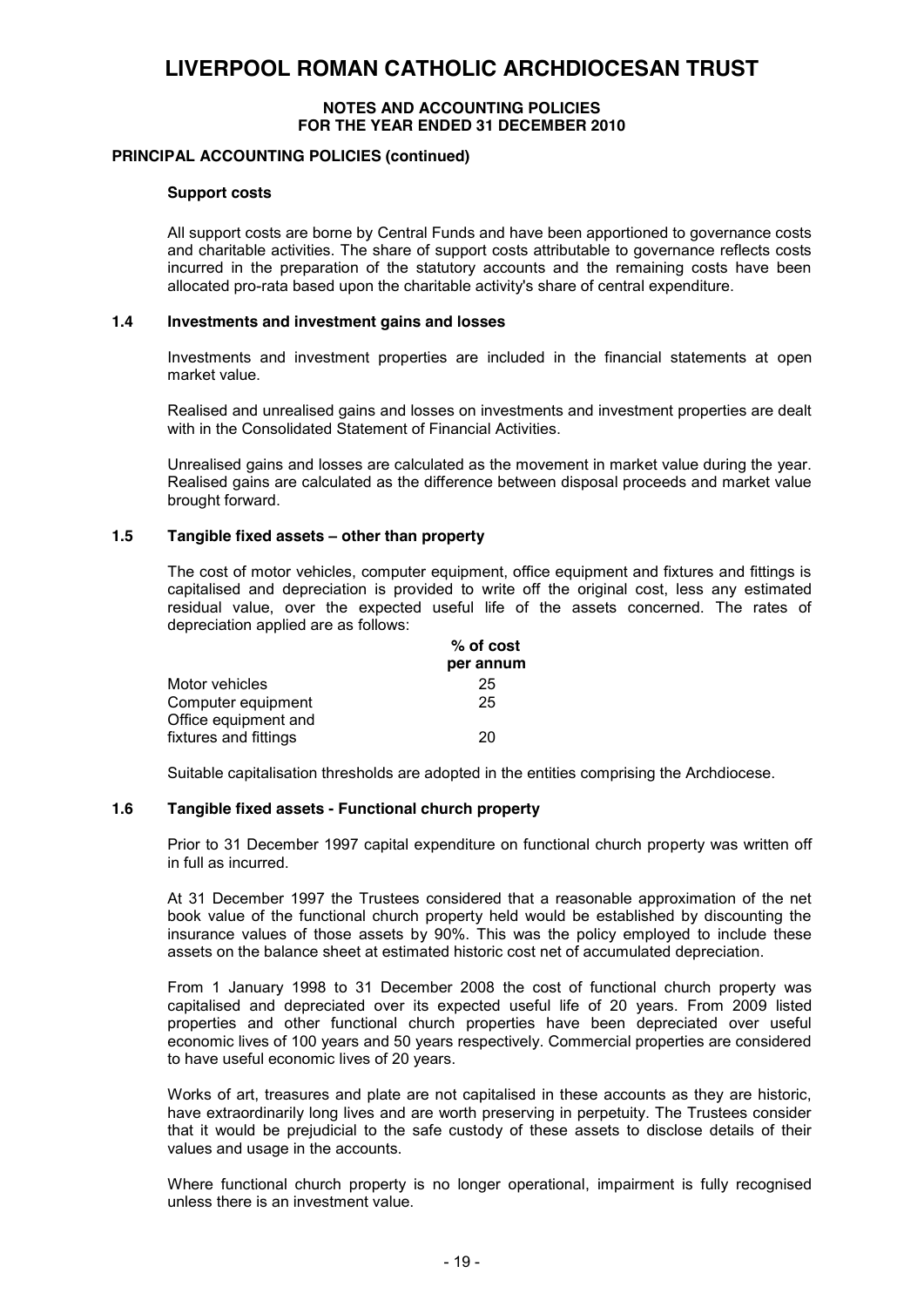# LIVERPOOL ROMAN CATHOLIC ARCHDIOCESAN TRUST

**NOTES AND ACCOUNTING POLICIES**
**FOR THE YEAR ENDED 31 DECEMBER 2010**

**PRINCIPAL ACCOUNTING POLICIES (continued)**

**Support costs**

All support costs are borne by Central Funds and have been apportioned to governance costs and charitable activities. The share of support costs attributable to governance reflects costs incurred in the preparation of the statutory accounts and the remaining costs have been allocated pro-rata based upon the charitable activity's share of central expenditure.

### 1.4 Investments and investment gains and losses

Investments and investment properties are included in the financial statements at open market value.

Realised and unrealised gains and losses on investments and investment properties are dealt with in the Consolidated Statement of Financial Activities.

Unrealised gains and losses are calculated as the movement in market value during the year. Realised gains are calculated as the difference between disposal proceeds and market value brought forward.

### 1.5 Tangible fixed assets – other than property

The cost of motor vehicles, computer equipment, office equipment and fixtures and fittings is capitalised and depreciation is provided to write off the original cost, less any estimated residual value, over the expected useful life of the assets concerned. The rates of depreciation applied are as follows:

| | % of cost per annum |
|---|---|
| Motor vehicles | 25 |
| Computer equipment | 25 |
| Office equipment and fixtures and fittings | 20 |

Suitable capitalisation thresholds are adopted in the entities comprising the Archdiocese.

### 1.6 Tangible fixed assets - Functional church property

Prior to 31 December 1997 capital expenditure on functional church property was written off in full as incurred.

At 31 December 1997 the Trustees considered that a reasonable approximation of the net book value of the functional church property held would be established by discounting the insurance values of those assets by 90%. This was the policy employed to include these assets on the balance sheet at estimated historic cost net of accumulated depreciation.

From 1 January 1998 to 31 December 2008 the cost of functional church property was capitalised and depreciated over its expected useful life of 20 years. From 2009 listed properties and other functional church properties have been depreciated over useful economic lives of 100 years and 50 years respectively. Commercial properties are considered to have useful economic lives of 20 years.

Works of art, treasures and plate are not capitalised in these accounts as they are historic, have extraordinarily long lives and are worth preserving in perpetuity. The Trustees consider that it would be prejudicial to the safe custody of these assets to disclose details of their values and usage in the accounts.

Where functional church property is no longer operational, impairment is fully recognised unless there is an investment value.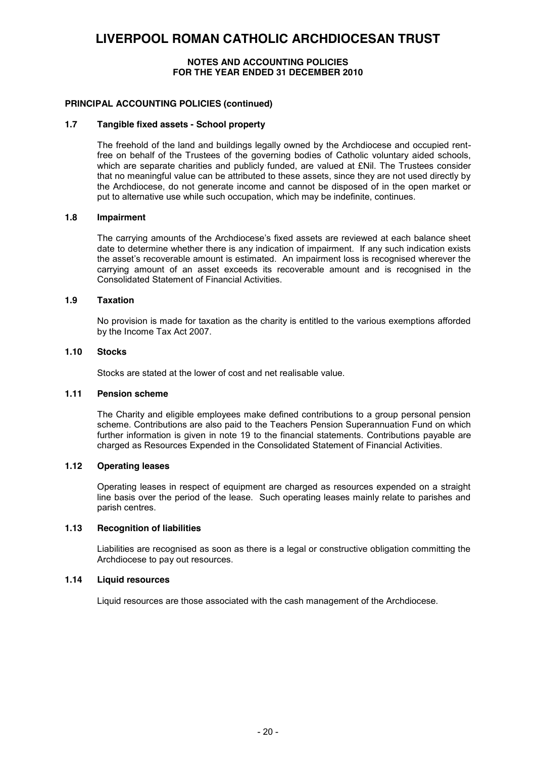# LIVERPOOL ROMAN CATHOLIC ARCHDIOCESAN TRUST

**NOTES AND ACCOUNTING POLICIES**
**FOR THE YEAR ENDED 31 DECEMBER 2010**

**PRINCIPAL ACCOUNTING POLICIES (continued)**

### 1.7 Tangible fixed assets - School property

The freehold of the land and buildings legally owned by the Archdiocese and occupied rent-free on behalf of the Trustees of the governing bodies of Catholic voluntary aided schools, which are separate charities and publicly funded, are valued at £Nil. The Trustees consider that no meaningful value can be attributed to these assets, since they are not used directly by the Archdiocese, do not generate income and cannot be disposed of in the open market or put to alternative use while such occupation, which may be indefinite, continues.

### 1.8 Impairment

The carrying amounts of the Archdiocese's fixed assets are reviewed at each balance sheet date to determine whether there is any indication of impairment. If any such indication exists the asset's recoverable amount is estimated. An impairment loss is recognised wherever the carrying amount of an asset exceeds its recoverable amount and is recognised in the Consolidated Statement of Financial Activities.

### 1.9 Taxation

No provision is made for taxation as the charity is entitled to the various exemptions afforded by the Income Tax Act 2007.

### 1.10 Stocks

Stocks are stated at the lower of cost and net realisable value.

### 1.11 Pension scheme

The Charity and eligible employees make defined contributions to a group personal pension scheme. Contributions are also paid to the Teachers Pension Superannuation Fund on which further information is given in note 19 to the financial statements. Contributions payable are charged as Resources Expended in the Consolidated Statement of Financial Activities.

### 1.12 Operating leases

Operating leases in respect of equipment are charged as resources expended on a straight line basis over the period of the lease. Such operating leases mainly relate to parishes and parish centres.

### 1.13 Recognition of liabilities

Liabilities are recognised as soon as there is a legal or constructive obligation committing the Archdiocese to pay out resources.

### 1.14 Liquid resources

Liquid resources are those associated with the cash management of the Archdiocese.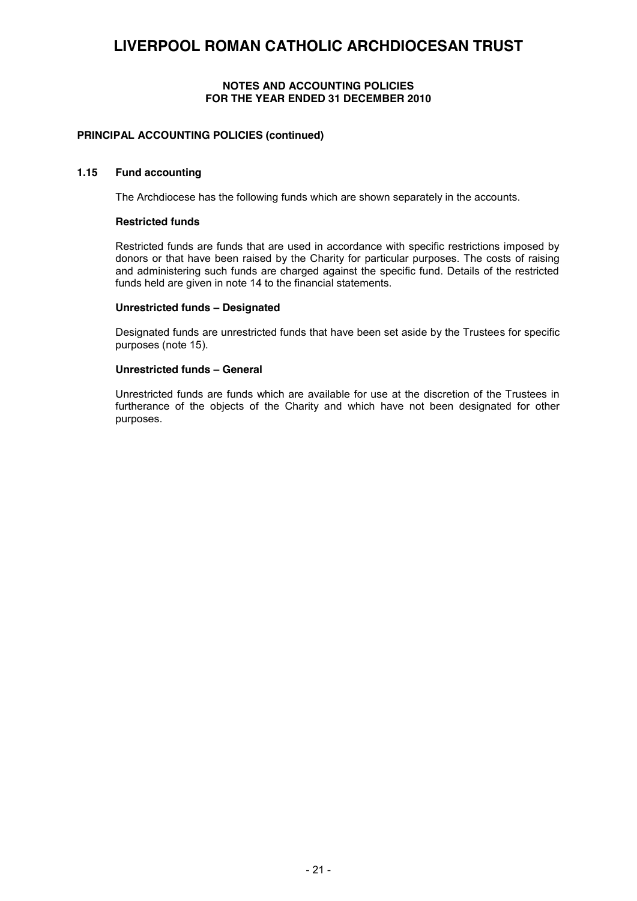# LIVERPOOL ROMAN CATHOLIC ARCHDIOCESAN TRUST

**NOTES AND ACCOUNTING POLICIES**
**FOR THE YEAR ENDED 31 DECEMBER 2010**

**PRINCIPAL ACCOUNTING POLICIES (continued)**

### 1.15 Fund accounting

The Archdiocese has the following funds which are shown separately in the accounts.

**Restricted funds**

Restricted funds are funds that are used in accordance with specific restrictions imposed by donors or that have been raised by the Charity for particular purposes. The costs of raising and administering such funds are charged against the specific fund. Details of the restricted funds held are given in note 14 to the financial statements.

**Unrestricted funds – Designated**

Designated funds are unrestricted funds that have been set aside by the Trustees for specific purposes (note 15).

**Unrestricted funds – General**

Unrestricted funds are funds which are available for use at the discretion of the Trustees in furtherance of the objects of the Charity and which have not been designated for other purposes.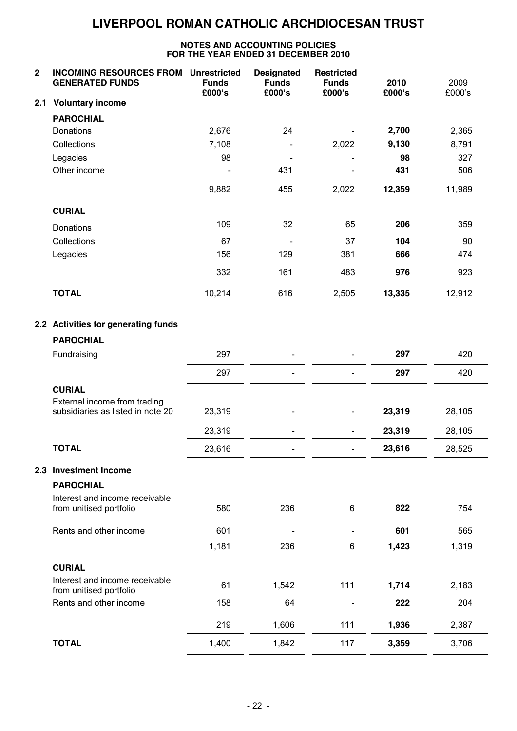# LIVERPOOL ROMAN CATHOLIC ARCHDIOCESAN TRUST

**NOTES AND ACCOUNTING POLICIES**
**FOR THE YEAR ENDED 31 DECEMBER 2010**

| **2 INCOMING RESOURCES FROM GENERATED FUNDS** | **Unrestricted Funds £000's** | **Designated Funds £000's** | **Restricted Funds £000's** | **2010 £000's** | 2009 £000's |
|---|---|---|---|---|---|
| **2.1 Voluntary income** | | | | | |
| **PAROCHIAL** | | | | | |
| Donations | 2,676 | 24 | - | **2,700** | 2,365 |
| Collections | 7,108 | - | 2,022 | **9,130** | 8,791 |
| Legacies | 98 | - | - | **98** | 327 |
| Other income | - | 431 | - | **431** | 506 |
| | 9,882 | 455 | 2,022 | **12,359** | 11,989 |
| **CURIAL** | | | | | |
| Donations | 109 | 32 | 65 | **206** | 359 |
| Collections | 67 | - | 37 | **104** | 90 |
| Legacies | 156 | 129 | 381 | **666** | 474 |
| | 332 | 161 | 483 | **976** | 923 |
| **TOTAL** | 10,214 | 616 | 2,505 | **13,335** | 12,912 |
| **2.2 Activities for generating funds** | | | | | |
| **PAROCHIAL** | | | | | |
| Fundraising | 297 | - | - | **297** | 420 |
| | 297 | - | - | **297** | 420 |
| **CURIAL** | | | | | |
| External income from trading subsidiaries as listed in note 20 | 23,319 | - | - | **23,319** | 28,105 |
| | 23,319 | - | - | **23,319** | 28,105 |
| **TOTAL** | 23,616 | - | - | **23,616** | 28,525 |
| **2.3 Investment Income** | | | | | |
| **PAROCHIAL** | | | | | |
| Interest and income receivable from unitised portfolio | 580 | 236 | 6 | **822** | 754 |
| Rents and other income | 601 | - | - | **601** | 565 |
| | 1,181 | 236 | 6 | **1,423** | 1,319 |
| **CURIAL** | | | | | |
| Interest and income receivable from unitised portfolio | 61 | 1,542 | 111 | **1,714** | 2,183 |
| Rents and other income | 158 | 64 | - | **222** | 204 |
| | 219 | 1,606 | 111 | **1,936** | 2,387 |
| **TOTAL** | 1,400 | 1,842 | 117 | **3,359** | 3,706 |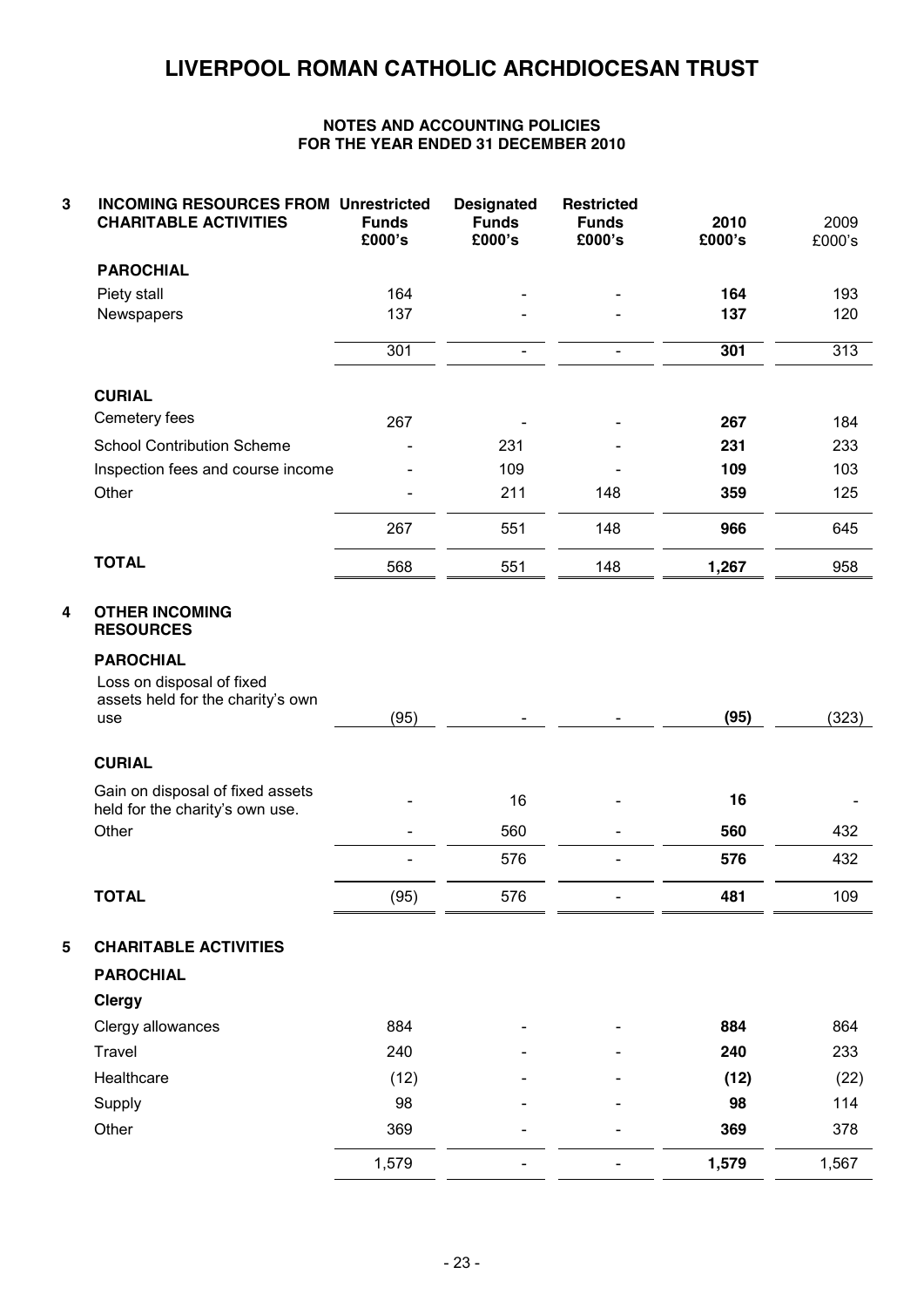# LIVERPOOL ROMAN CATHOLIC ARCHDIOCESAN TRUST

**NOTES AND ACCOUNTING POLICIES**
**FOR THE YEAR ENDED 31 DECEMBER 2010**

| | | Unrestricted Funds £000's | Designated Funds £000's | Restricted Funds £000's | 2010 £000's | 2009 £000's |
|---|---|---|---|---|---|---|
| **3** | **INCOMING RESOURCES FROM CHARITABLE ACTIVITIES** | | | | | |
| | **PAROCHIAL** | | | | | |
| | Piety stall | 164 | - | - | **164** | 193 |
| | Newspapers | 137 | - | - | **137** | 120 |
| | | 301 | - | - | **301** | 313 |
| | **CURIAL** | | | | | |
| | Cemetery fees | 267 | - | - | **267** | 184 |
| | School Contribution Scheme | - | 231 | - | **231** | 233 |
| | Inspection fees and course income | - | 109 | - | **109** | 103 |
| | Other | - | 211 | 148 | **359** | 125 |
| | | 267 | 551 | 148 | **966** | 645 |
| | **TOTAL** | 568 | 551 | 148 | **1,267** | 958 |
| **4** | **OTHER INCOMING RESOURCES** | | | | | |
| | **PAROCHIAL** | | | | | |
| | Loss on disposal of fixed assets held for the charity's own use | (95) | - | - | **(95)** | (323) |
| | **CURIAL** | | | | | |
| | Gain on disposal of fixed assets held for the charity's own use. | - | 16 | - | **16** | - |
| | Other | - | 560 | - | **560** | 432 |
| | | - | 576 | - | **576** | 432 |
| | **TOTAL** | (95) | 576 | - | **481** | 109 |
| **5** | **CHARITABLE ACTIVITIES** | | | | | |
| | **PAROCHIAL** | | | | | |
| | **Clergy** | | | | | |
| | Clergy allowances | 884 | - | - | **884** | 864 |
| | Travel | 240 | - | - | **240** | 233 |
| | Healthcare | (12) | - | - | **(12)** | (22) |
| | Supply | 98 | - | - | **98** | 114 |
| | Other | 369 | - | - | **369** | 378 |
| | | 1,579 | - | - | **1,579** | 1,567 |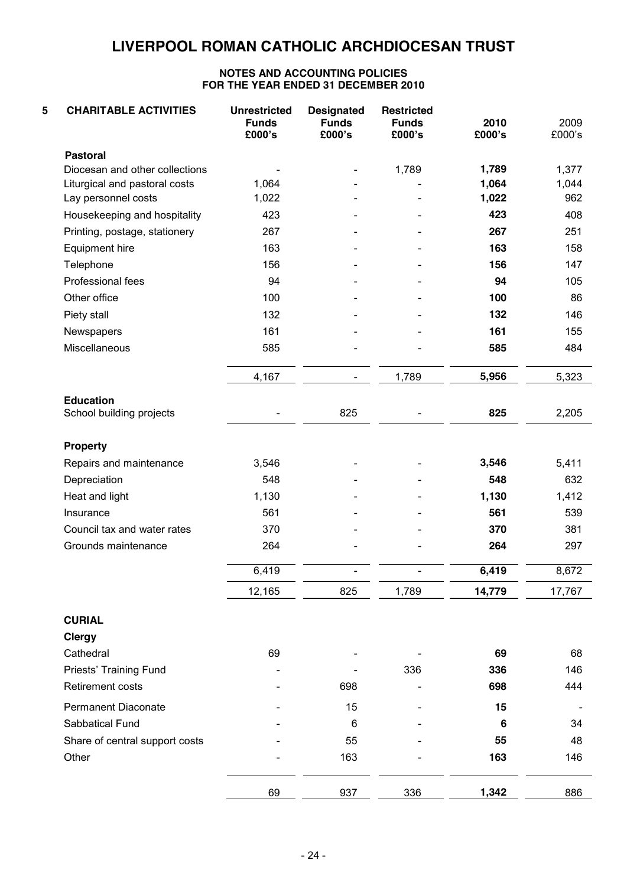# LIVERPOOL ROMAN CATHOLIC ARCHDIOCESAN TRUST

**NOTES AND ACCOUNTING POLICIES**
**FOR THE YEAR ENDED 31 DECEMBER 2010**

| 5 CHARITABLE ACTIVITIES | Unrestricted Funds £000's | Designated Funds £000's | Restricted Funds £000's | 2010 £000's | 2009 £000's |
|---|---|---|---|---|---|
| **Pastoral** | | | | | |
| Diocesan and other collections | - | - | 1,789 | **1,789** | 1,377 |
| Liturgical and pastoral costs | 1,064 | - | - | **1,064** | 1,044 |
| Lay personnel costs | 1,022 | - | - | **1,022** | 962 |
| Housekeeping and hospitality | 423 | - | - | **423** | 408 |
| Printing, postage, stationery | 267 | - | - | **267** | 251 |
| Equipment hire | 163 | - | - | **163** | 158 |
| Telephone | 156 | - | - | **156** | 147 |
| Professional fees | 94 | - | - | **94** | 105 |
| Other office | 100 | - | - | **100** | 86 |
| Piety stall | 132 | - | - | **132** | 146 |
| Newspapers | 161 | - | - | **161** | 155 |
| Miscellaneous | 585 | - | - | **585** | 484 |
| | 4,167 | - | 1,789 | **5,956** | 5,323 |
| **Education** | | | | | |
| School building projects | - | 825 | - | **825** | 2,205 |
| **Property** | | | | | |
| Repairs and maintenance | 3,546 | - | - | **3,546** | 5,411 |
| Depreciation | 548 | - | - | **548** | 632 |
| Heat and light | 1,130 | - | - | **1,130** | 1,412 |
| Insurance | 561 | - | - | **561** | 539 |
| Council tax and water rates | 370 | - | - | **370** | 381 |
| Grounds maintenance | 264 | - | - | **264** | 297 |
| | 6,419 | - | - | **6,419** | 8,672 |
| | 12,165 | 825 | 1,789 | **14,779** | 17,767 |
| **CURIAL** | | | | | |
| **Clergy** | | | | | |
| Cathedral | 69 | - | - | **69** | 68 |
| Priests' Training Fund | - | - | 336 | **336** | 146 |
| Retirement costs | - | 698 | - | **698** | 444 |
| Permanent Diaconate | - | 15 | - | **15** | - |
| Sabbatical Fund | - | 6 | - | **6** | 34 |
| Share of central support costs | - | 55 | - | **55** | 48 |
| Other | - | 163 | - | **163** | 146 |
| | 69 | 937 | 336 | **1,342** | 886 |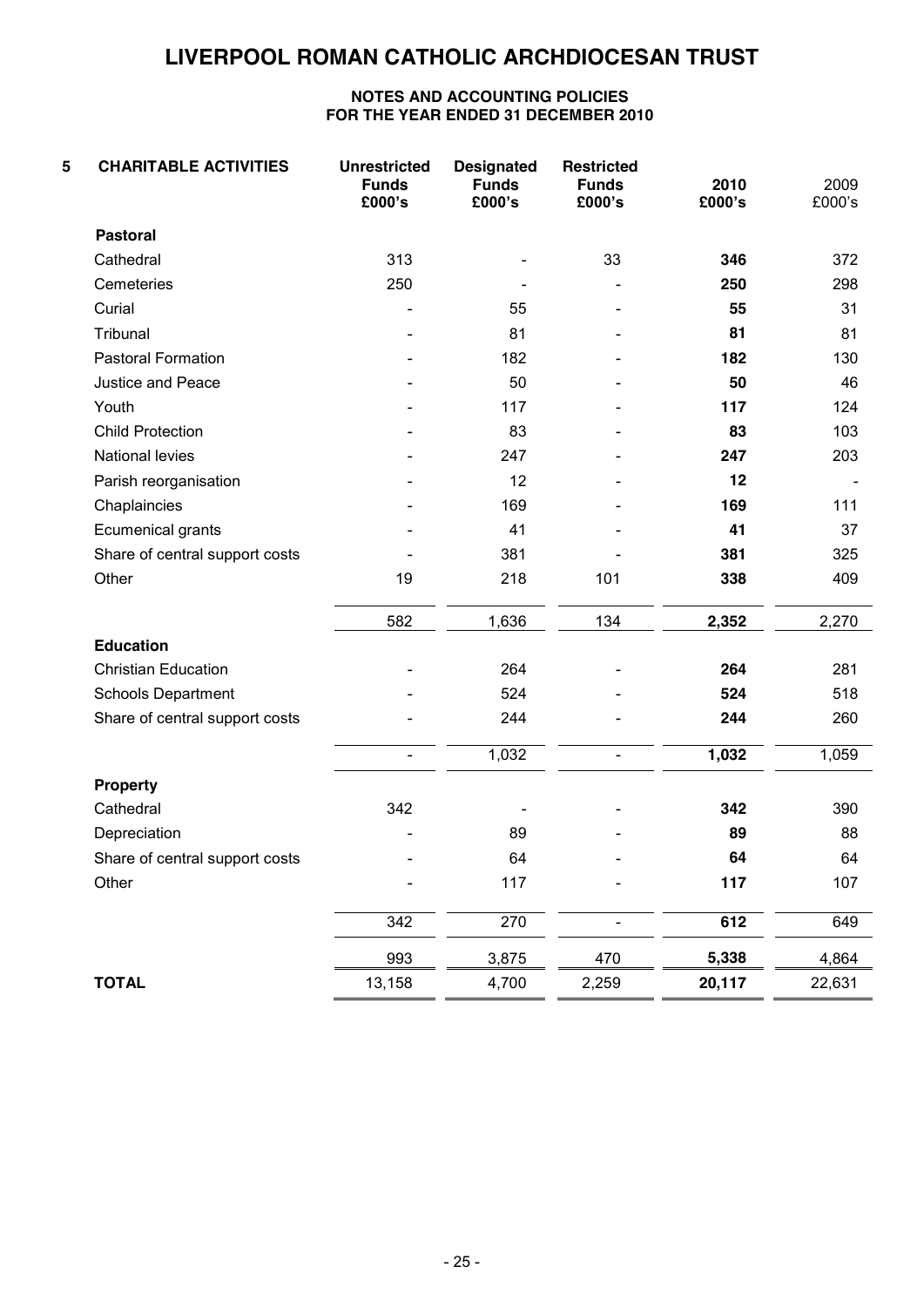# LIVERPOOL ROMAN CATHOLIC ARCHDIOCESAN TRUST

**NOTES AND ACCOUNTING POLICIES**
**FOR THE YEAR ENDED 31 DECEMBER 2010**

| 5 CHARITABLE ACTIVITIES | Unrestricted Funds £000's | Designated Funds £000's | Restricted Funds £000's | 2010 £000's | 2009 £000's |
|---|---|---|---|---|---|
| **Pastoral** | | | | | |
| Cathedral | 313 | - | 33 | **346** | 372 |
| Cemeteries | 250 | - | - | **250** | 298 |
| Curial | - | 55 | - | **55** | 31 |
| Tribunal | - | 81 | - | **81** | 81 |
| Pastoral Formation | - | 182 | - | **182** | 130 |
| Justice and Peace | - | 50 | - | **50** | 46 |
| Youth | - | 117 | - | **117** | 124 |
| Child Protection | - | 83 | - | **83** | 103 |
| National levies | - | 247 | - | **247** | 203 |
| Parish reorganisation | - | 12 | - | **12** | - |
| Chaplaincies | - | 169 | - | **169** | 111 |
| Ecumenical grants | - | 41 | - | **41** | 37 |
| Share of central support costs | - | 381 | - | **381** | 325 |
| Other | 19 | 218 | 101 | **338** | 409 |
| | 582 | 1,636 | 134 | **2,352** | 2,270 |
| **Education** | | | | | |
| Christian Education | - | 264 | - | **264** | 281 |
| Schools Department | - | 524 | - | **524** | 518 |
| Share of central support costs | - | 244 | - | **244** | 260 |
| | - | 1,032 | - | **1,032** | 1,059 |
| **Property** | | | | | |
| Cathedral | 342 | - | - | **342** | 390 |
| Depreciation | - | 89 | - | **89** | 88 |
| Share of central support costs | - | 64 | - | **64** | 64 |
| Other | - | 117 | - | **117** | 107 |
| | 342 | 270 | - | **612** | 649 |
| | 993 | 3,875 | 470 | **5,338** | 4,864 |
| **TOTAL** | 13,158 | 4,700 | 2,259 | **20,117** | 22,631 |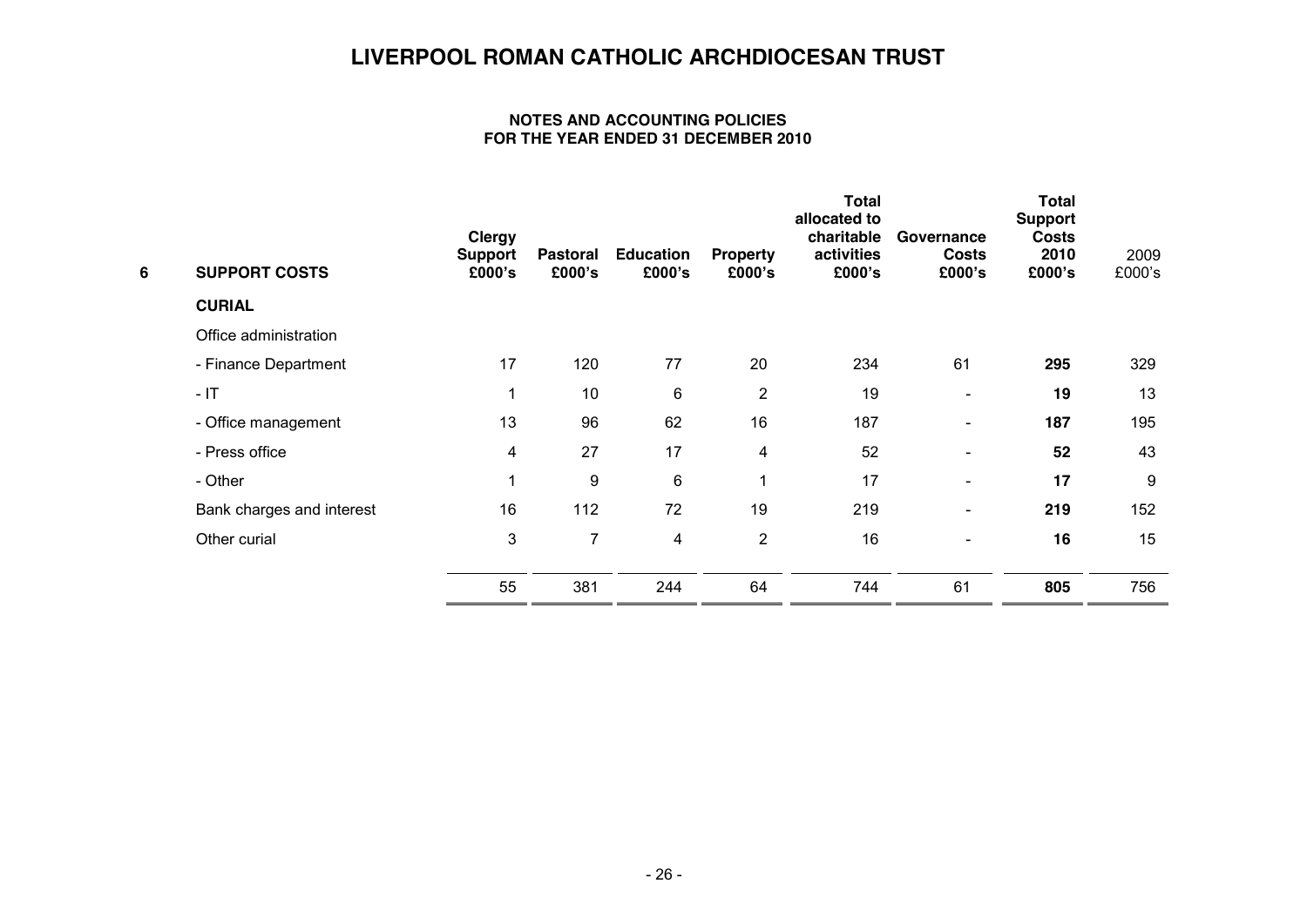# LIVERPOOL ROMAN CATHOLIC ARCHDIOCESAN TRUST

**NOTES AND ACCOUNTING POLICIES**
**FOR THE YEAR ENDED 31 DECEMBER 2010**

| 6 SUPPORT COSTS | Clergy Support £000's | Pastoral £000's | Education £000's | Property £000's | Total allocated to charitable activities £000's | Governance Costs £000's | Total Support Costs 2010 £000's | 2009 £000's |
|---|---|---|---|---|---|---|---|---|
| **CURIAL** | | | | | | | | |
| Office administration | | | | | | | | |
| - Finance Department | 17 | 120 | 77 | 20 | 234 | 61 | **295** | 329 |
| - IT | 1 | 10 | 6 | 2 | 19 | - | **19** | 13 |
| - Office management | 13 | 96 | 62 | 16 | 187 | - | **187** | 195 |
| - Press office | 4 | 27 | 17 | 4 | 52 | - | **52** | 43 |
| - Other | 1 | 9 | 6 | 1 | 17 | - | **17** | 9 |
| Bank charges and interest | 16 | 112 | 72 | 19 | 219 | - | **219** | 152 |
| Other curial | 3 | 7 | 4 | 2 | 16 | - | **16** | 15 |
| | 55 | 381 | 244 | 64 | 744 | 61 | **805** | 756 |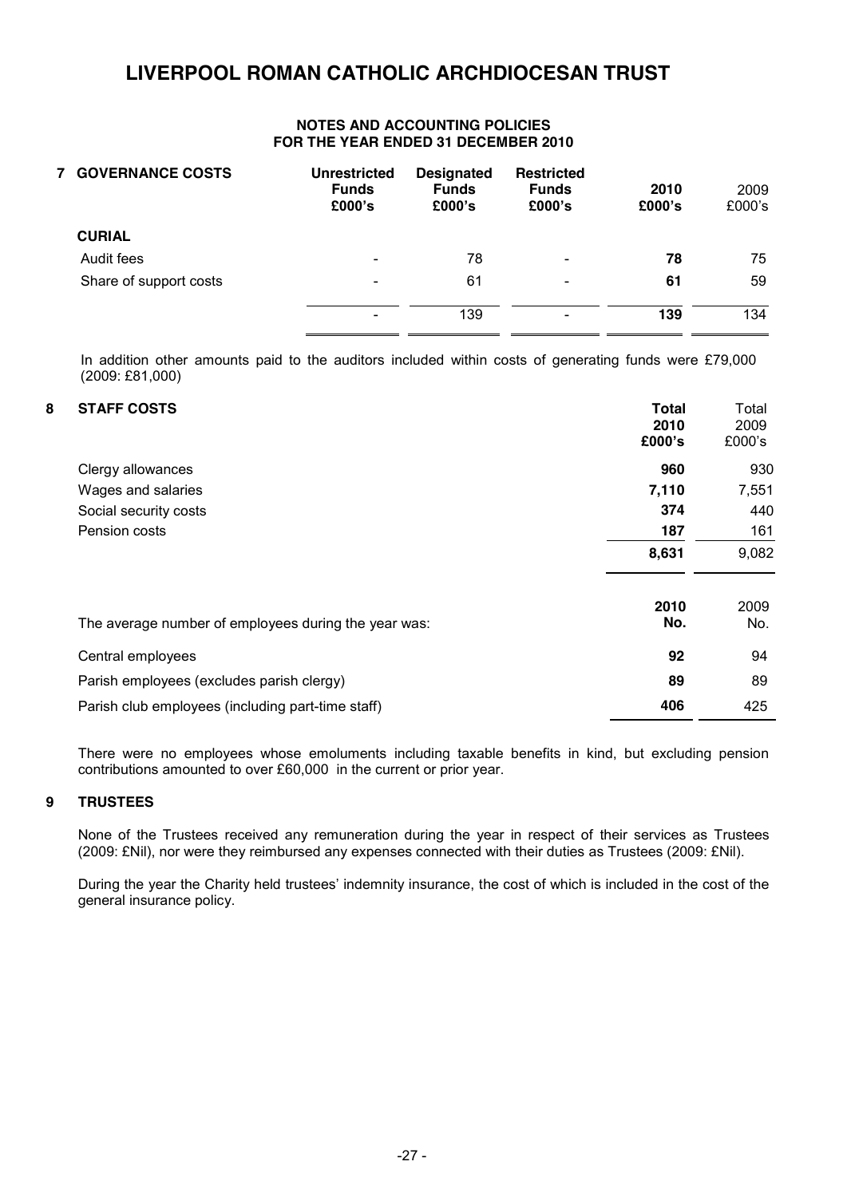# LIVERPOOL ROMAN CATHOLIC ARCHDIOCESAN TRUST

**NOTES AND ACCOUNTING POLICIES**
**FOR THE YEAR ENDED 31 DECEMBER 2010**

## 7 GOVERNANCE COSTS

| | Unrestricted Funds £000's | Designated Funds £000's | Restricted Funds £000's | 2010 £000's | 2009 £000's |
|---|---|---|---|---|---|
| **CURIAL** | | | | | |
| Audit fees | - | 78 | - | **78** | 75 |
| Share of support costs | - | 61 | - | **61** | 59 |
| | - | 139 | - | **139** | 134 |

In addition other amounts paid to the auditors included within costs of generating funds were £79,000 (2009: £81,000)

## 8 STAFF COSTS

| | Total 2010 £000's | Total 2009 £000's |
|---|---|---|
| Clergy allowances | **960** | 930 |
| Wages and salaries | **7,110** | 7,551 |
| Social security costs | **374** | 440 |
| Pension costs | **187** | 161 |
| | **8,631** | 9,082 |

| The average number of employees during the year was: | 2010 No. | 2009 No. |
|---|---|---|
| Central employees | **92** | 94 |
| Parish employees (excludes parish clergy) | **89** | 89 |
| Parish club employees (including part-time staff) | **406** | 425 |

There were no employees whose emoluments including taxable benefits in kind, but excluding pension contributions amounted to over £60,000 in the current or prior year.

## 9 TRUSTEES

None of the Trustees received any remuneration during the year in respect of their services as Trustees (2009: £Nil), nor were they reimbursed any expenses connected with their duties as Trustees (2009: £Nil).

During the year the Charity held trustees' indemnity insurance, the cost of which is included in the cost of the general insurance policy.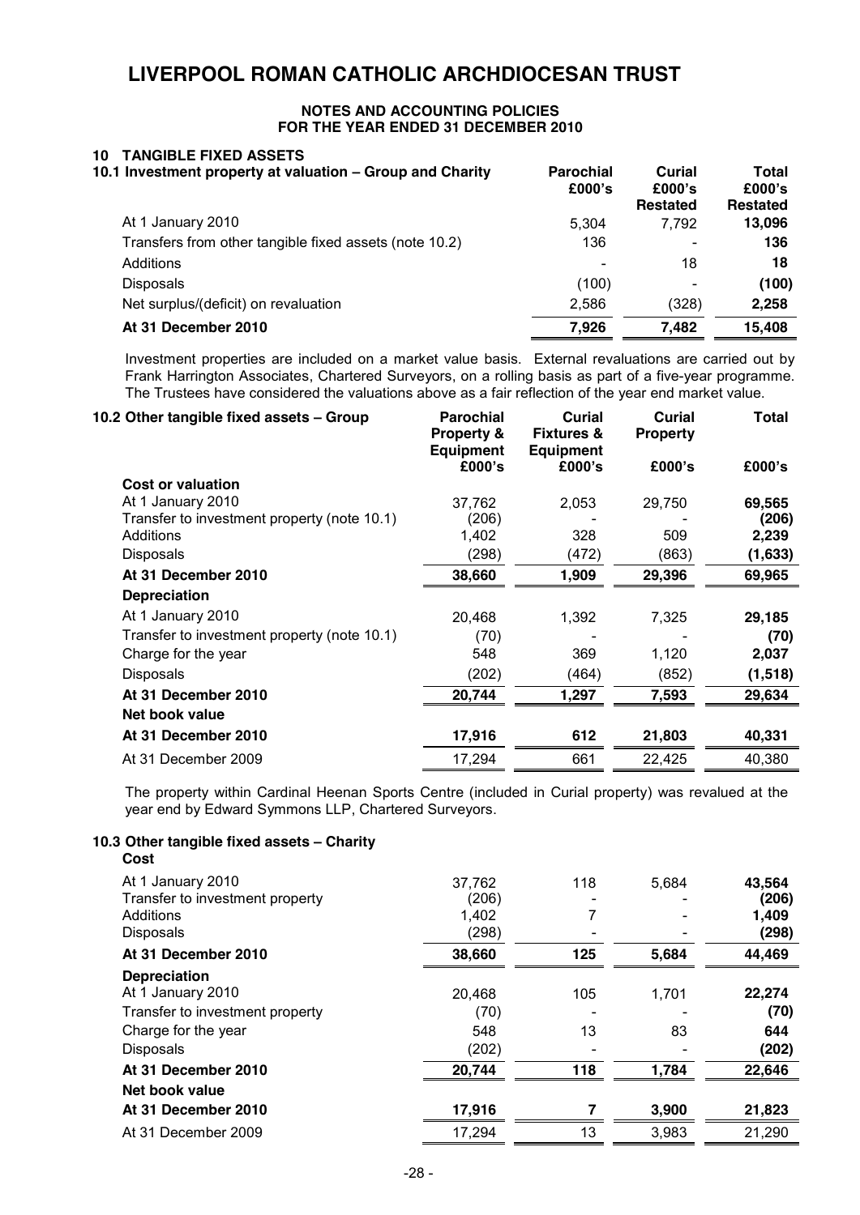# LIVERPOOL ROMAN CATHOLIC ARCHDIOCESAN TRUST

**NOTES AND ACCOUNTING POLICIES**
**FOR THE YEAR ENDED 31 DECEMBER 2010**

## 10 TANGIBLE FIXED ASSETS

### 10.1 Investment property at valuation – Group and Charity

| | Parochial £000's | Curial £000's Restated | Total £000's Restated |
|---|---|---|---|
| At 1 January 2010 | 5,304 | 7,792 | **13,096** |
| Transfers from other tangible fixed assets (note 10.2) | 136 | - | **136** |
| Additions | - | 18 | **18** |
| Disposals | (100) | - | **(100)** |
| Net surplus/(deficit) on revaluation | 2,586 | (328) | **2,258** |
| **At 31 December 2010** | **7,926** | **7,482** | **15,408** |

Investment properties are included on a market value basis. External revaluations are carried out by Frank Harrington Associates, Chartered Surveyors, on a rolling basis as part of a five-year programme. The Trustees have considered the valuations above as a fair reflection of the year end market value.

### 10.2 Other tangible fixed assets – Group

| | Parochial Property & Equipment £000's | Curial Fixtures & Equipment £000's | Curial Property £000's | Total £000's |
|---|---|---|---|---|
| **Cost or valuation** | | | | |
| At 1 January 2010 | 37,762 | 2,053 | 29,750 | **69,565** |
| Transfer to investment property (note 10.1) | (206) | - | - | **(206)** |
| Additions | 1,402 | 328 | 509 | **2,239** |
| Disposals | (298) | (472) | (863) | **(1,633)** |
| **At 31 December 2010** | **38,660** | **1,909** | **29,396** | **69,965** |
| **Depreciation** | | | | |
| At 1 January 2010 | 20,468 | 1,392 | 7,325 | **29,185** |
| Transfer to investment property (note 10.1) | (70) | - | - | **(70)** |
| Charge for the year | 548 | 369 | 1,120 | **2,037** |
| Disposals | (202) | (464) | (852) | **(1,518)** |
| **At 31 December 2010** | **20,744** | **1,297** | **7,593** | **29,634** |
| **Net book value** | | | | |
| **At 31 December 2010** | **17,916** | **612** | **21,803** | **40,331** |
| At 31 December 2009 | 17,294 | 661 | 22,425 | 40,380 |

The property within Cardinal Heenan Sports Centre (included in Curial property) was revalued at the year end by Edward Symmons LLP, Chartered Surveyors.

### 10.3 Other tangible fixed assets – Charity

| | Parochial Property & Equipment £000's | Curial Fixtures & Equipment £000's | Curial Property £000's | Total £000's |
|---|---|---|---|---|
| **Cost** | | | | |
| At 1 January 2010 | 37,762 | 118 | 5,684 | **43,564** |
| Transfer to investment property | (206) | - | - | **(206)** |
| Additions | 1,402 | 7 | - | **1,409** |
| Disposals | (298) | - | - | **(298)** |
| **At 31 December 2010** | **38,660** | **125** | **5,684** | **44,469** |
| **Depreciation** | | | | |
| At 1 January 2010 | 20,468 | 105 | 1,701 | **22,274** |
| Transfer to investment property | (70) | - | - | **(70)** |
| Charge for the year | 548 | 13 | 83 | **644** |
| Disposals | (202) | - | - | **(202)** |
| **At 31 December 2010** | **20,744** | **118** | **1,784** | **22,646** |
| **Net book value** | | | | |
| **At 31 December 2010** | **17,916** | **7** | **3,900** | **21,823** |
| At 31 December 2009 | 17,294 | 13 | 3,983 | 21,290 |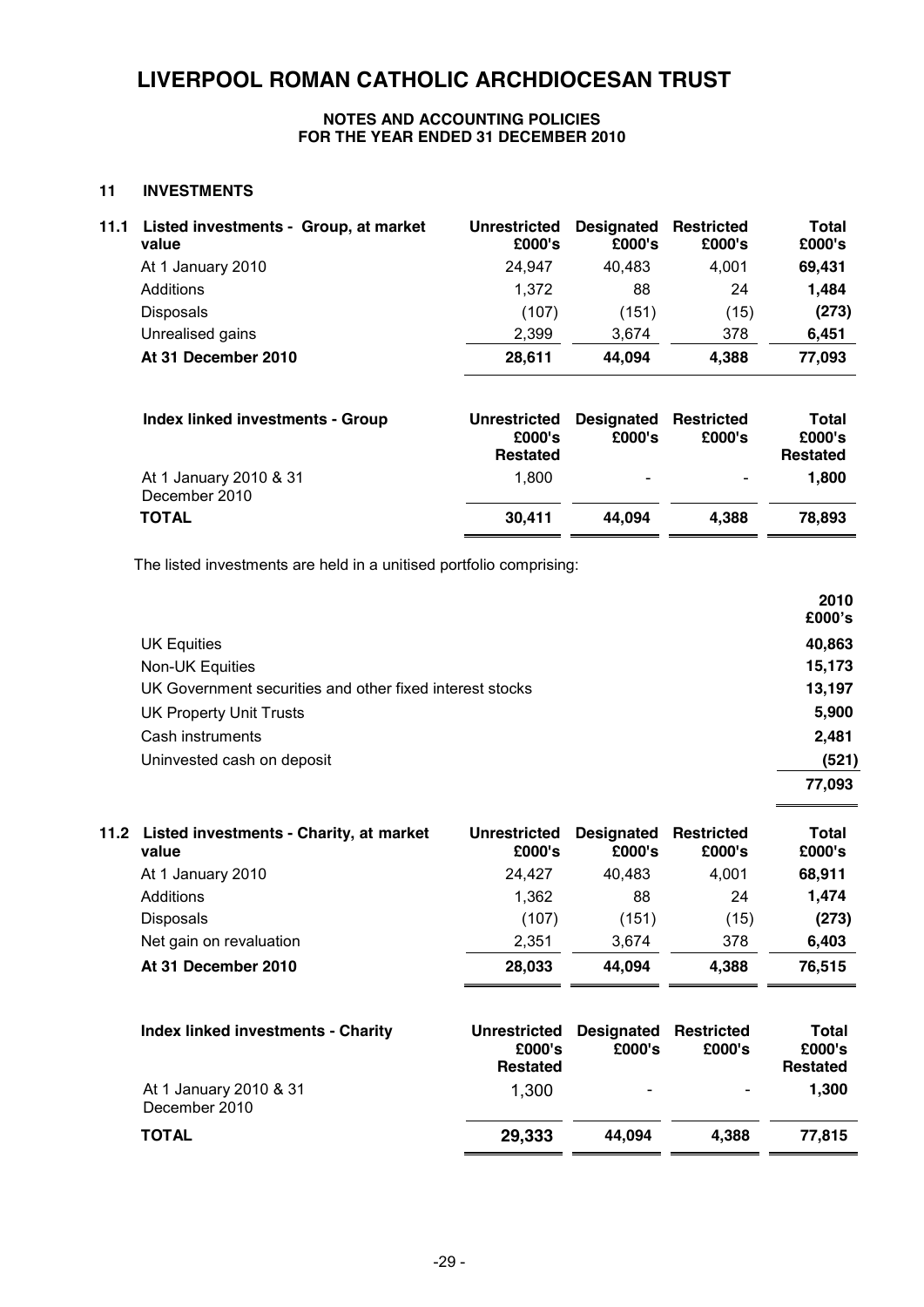# LIVERPOOL ROMAN CATHOLIC ARCHDIOCESAN TRUST

**NOTES AND ACCOUNTING POLICIES**
**FOR THE YEAR ENDED 31 DECEMBER 2010**

## 11 INVESTMENTS

| 11.1 Listed investments - Group, at market value | Unrestricted £000's | Designated £000's | Restricted £000's | Total £000's |
|---|---|---|---|---|
| At 1 January 2010 | 24,947 | 40,483 | 4,001 | **69,431** |
| Additions | 1,372 | 88 | 24 | **1,484** |
| Disposals | (107) | (151) | (15) | **(273)** |
| Unrealised gains | 2,399 | 3,674 | 378 | **6,451** |
| **At 31 December 2010** | **28,611** | **44,094** | **4,388** | **77,093** |

| Index linked investments - Group | Unrestricted £000's Restated | Designated £000's | Restricted £000's | Total £000's Restated |
|---|---|---|---|---|
| At 1 January 2010 & 31 December 2010 | 1,800 | - | - | **1,800** |
| **TOTAL** | **30,411** | **44,094** | **4,388** | **78,893** |

The listed investments are held in a unitised portfolio comprising:

| | 2010 £000's |
|---|---|
| UK Equities | **40,863** |
| Non-UK Equities | **15,173** |
| UK Government securities and other fixed interest stocks | **13,197** |
| UK Property Unit Trusts | **5,900** |
| Cash instruments | **2,481** |
| Uninvested cash on deposit | **(521)** |
| | **77,093** |

| 11.2 Listed investments - Charity, at market value | Unrestricted £000's | Designated £000's | Restricted £000's | Total £000's |
|---|---|---|---|---|
| At 1 January 2010 | 24,427 | 40,483 | 4,001 | **68,911** |
| Additions | 1,362 | 88 | 24 | **1,474** |
| Disposals | (107) | (151) | (15) | **(273)** |
| Net gain on revaluation | 2,351 | 3,674 | 378 | **6,403** |
| **At 31 December 2010** | **28,033** | **44,094** | **4,388** | **76,515** |

| Index linked investments - Charity | Unrestricted £000's Restated | Designated £000's | Restricted £000's | Total £000's Restated |
|---|---|---|---|---|
| At 1 January 2010 & 31 December 2010 | 1,300 | - | - | **1,300** |
| **TOTAL** | **29,333** | **44,094** | **4,388** | **77,815** |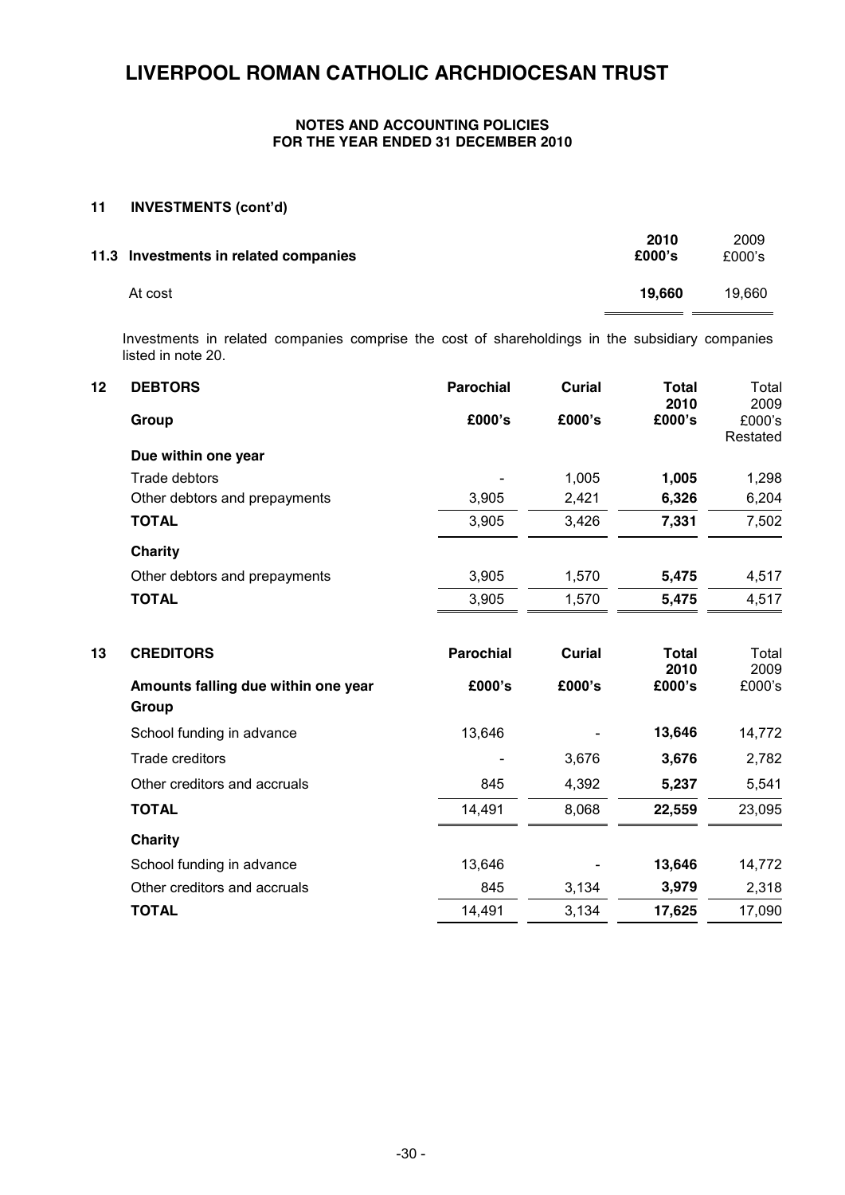# LIVERPOOL ROMAN CATHOLIC ARCHDIOCESAN TRUST

**NOTES AND ACCOUNTING POLICIES**
**FOR THE YEAR ENDED 31 DECEMBER 2010**

## 11 INVESTMENTS (cont'd)

| 11.3 Investments in related companies | 2010 £000's | 2009 £000's |
|---|---|---|
| At cost | **19,660** | 19,660 |

Investments in related companies comprise the cost of shareholdings in the subsidiary companies listed in note 20.

## 12 DEBTORS

| | Parochial | Curial | Total 2010 | Total 2009 |
|---|---|---|---|---|
| **Group** | **£000's** | **£000's** | **£000's** | £000's Restated |
| **Due within one year** | | | | |
| Trade debtors | - | 1,005 | **1,005** | 1,298 |
| Other debtors and prepayments | 3,905 | 2,421 | **6,326** | 6,204 |
| **TOTAL** | 3,905 | 3,426 | **7,331** | 7,502 |
| **Charity** | | | | |
| Other debtors and prepayments | 3,905 | 1,570 | **5,475** | 4,517 |
| **TOTAL** | 3,905 | 1,570 | **5,475** | 4,517 |

## 13 CREDITORS

| | Parochial | Curial | Total 2010 | Total 2009 |
|---|---|---|---|---|
| **Amounts falling due within one year** | **£000's** | **£000's** | **£000's** | £000's |
| **Group** | | | | |
| School funding in advance | 13,646 | - | **13,646** | 14,772 |
| Trade creditors | - | 3,676 | **3,676** | 2,782 |
| Other creditors and accruals | 845 | 4,392 | **5,237** | 5,541 |
| **TOTAL** | 14,491 | 8,068 | **22,559** | 23,095 |
| **Charity** | | | | |
| School funding in advance | 13,646 | - | **13,646** | 14,772 |
| Other creditors and accruals | 845 | 3,134 | **3,979** | 2,318 |
| **TOTAL** | 14,491 | 3,134 | **17,625** | 17,090 |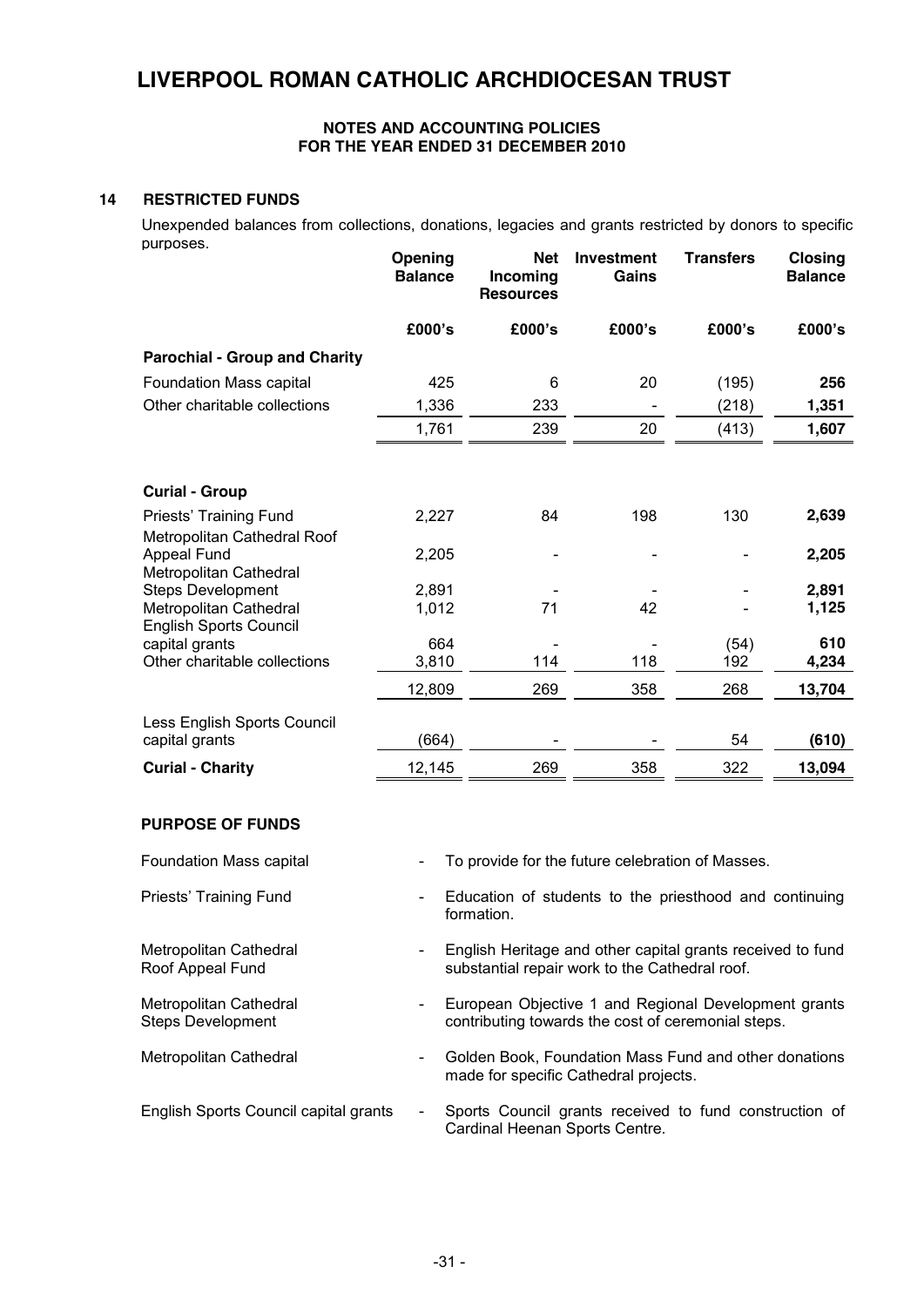# LIVERPOOL ROMAN CATHOLIC ARCHDIOCESAN TRUST

**NOTES AND ACCOUNTING POLICIES**
**FOR THE YEAR ENDED 31 DECEMBER 2010**

## 14 RESTRICTED FUNDS

Unexpended balances from collections, donations, legacies and grants restricted by donors to specific purposes.

| | Opening Balance | Net Incoming Resources | Investment Gains | Transfers | Closing Balance |
|---|---|---|---|---|---|
| | £000's | £000's | £000's | £000's | £000's |
| **Parochial - Group and Charity** | | | | | |
| Foundation Mass capital | 425 | 6 | 20 | (195) | **256** |
| Other charitable collections | 1,336 | 233 | - | (218) | **1,351** |
| | 1,761 | 239 | 20 | (413) | **1,607** |
| **Curial - Group** | | | | | |
| Priests' Training Fund | 2,227 | 84 | 198 | 130 | **2,639** |
| Metropolitan Cathedral Roof Appeal Fund | 2,205 | - | - | - | **2,205** |
| Metropolitan Cathedral Steps Development | 2,891 | - | - | - | **2,891** |
| Metropolitan Cathedral | 1,012 | 71 | 42 | - | **1,125** |
| English Sports Council capital grants | 664 | - | - | (54) | **610** |
| Other charitable collections | 3,810 | 114 | 118 | 192 | **4,234** |
| | 12,809 | 269 | 358 | 268 | **13,704** |
| Less English Sports Council capital grants | (664) | - | - | 54 | **(610)** |
| **Curial - Charity** | 12,145 | 269 | 358 | 322 | **13,094** |

### PURPOSE OF FUNDS

| Fund | Purpose |
|---|---|
| Foundation Mass capital | To provide for the future celebration of Masses. |
| Priests' Training Fund | Education of students to the priesthood and continuing formation. |
| Metropolitan Cathedral Roof Appeal Fund | English Heritage and other capital grants received to fund substantial repair work to the Cathedral roof. |
| Metropolitan Cathedral Steps Development | European Objective 1 and Regional Development grants contributing towards the cost of ceremonial steps. |
| Metropolitan Cathedral | Golden Book, Foundation Mass Fund and other donations made for specific Cathedral projects. |
| English Sports Council capital grants | Sports Council grants received to fund construction of Cardinal Heenan Sports Centre. |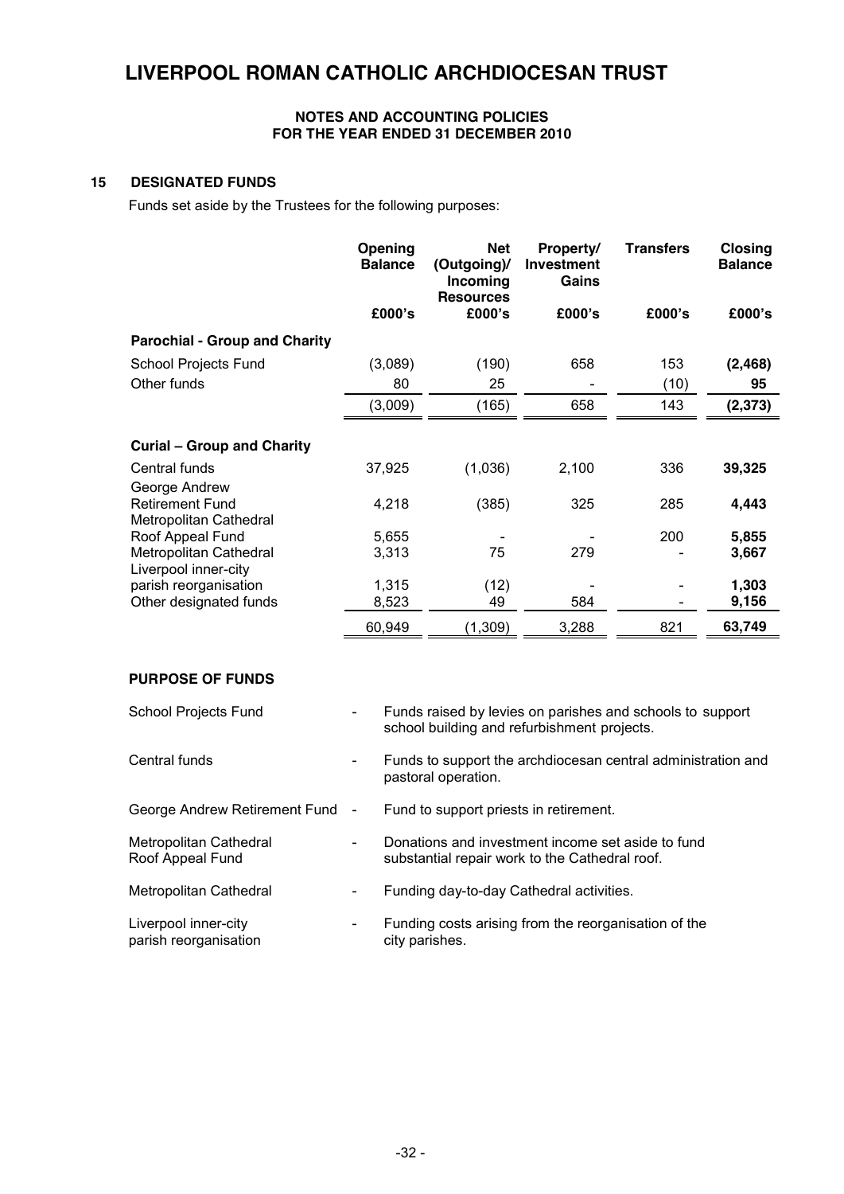# LIVERPOOL ROMAN CATHOLIC ARCHDIOCESAN TRUST

**NOTES AND ACCOUNTING POLICIES**
**FOR THE YEAR ENDED 31 DECEMBER 2010**

## 15 DESIGNATED FUNDS

Funds set aside by the Trustees for the following purposes:

| | Opening Balance | Net (Outgoing)/ Incoming Resources | Property/ Investment Gains | Transfers | Closing Balance |
|---|---|---|---|---|---|
| | £000's | £000's | £000's | £000's | £000's |
| **Parochial - Group and Charity** | | | | | |
| School Projects Fund | (3,089) | (190) | 658 | 153 | **(2,468)** |
| Other funds | 80 | 25 | - | (10) | **95** |
| | (3,009) | (165) | 658 | 143 | **(2,373)** |
| **Curial – Group and Charity** | | | | | |
| Central funds | 37,925 | (1,036) | 2,100 | 336 | **39,325** |
| George Andrew Retirement Fund | 4,218 | (385) | 325 | 285 | **4,443** |
| Metropolitan Cathedral Roof Appeal Fund | 5,655 | - | - | 200 | **5,855** |
| Metropolitan Cathedral | 3,313 | 75 | 279 | - | **3,667** |
| Liverpool inner-city parish reorganisation | 1,315 | (12) | - | - | **1,303** |
| Other designated funds | 8,523 | 49 | 584 | - | **9,156** |
| | 60,949 | (1,309) | 3,288 | 821 | **63,749** |

**PURPOSE OF FUNDS**

| | | |
|---|---|---|
| School Projects Fund | - | Funds raised by levies on parishes and schools to support school building and refurbishment projects. |
| Central funds | - | Funds to support the archdiocesan central administration and pastoral operation. |
| George Andrew Retirement Fund | - | Fund to support priests in retirement. |
| Metropolitan Cathedral Roof Appeal Fund | - | Donations and investment income set aside to fund substantial repair work to the Cathedral roof. |
| Metropolitan Cathedral | - | Funding day-to-day Cathedral activities. |
| Liverpool inner-city parish reorganisation | - | Funding costs arising from the reorganisation of the city parishes. |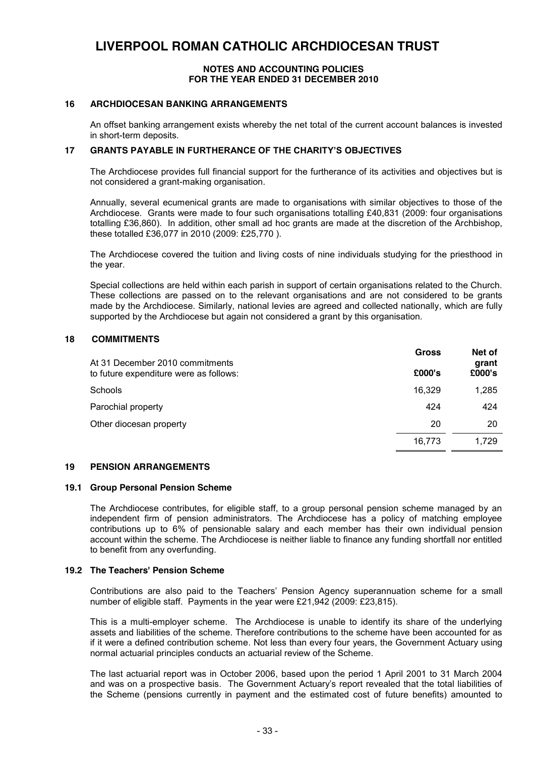# LIVERPOOL ROMAN CATHOLIC ARCHDIOCESAN TRUST

**NOTES AND ACCOUNTING POLICIES**
**FOR THE YEAR ENDED 31 DECEMBER 2010**

## 16 ARCHDIOCESAN BANKING ARRANGEMENTS

An offset banking arrangement exists whereby the net total of the current account balances is invested in short-term deposits.

## 17 GRANTS PAYABLE IN FURTHERANCE OF THE CHARITY'S OBJECTIVES

The Archdiocese provides full financial support for the furtherance of its activities and objectives but is not considered a grant-making organisation.

Annually, several ecumenical grants are made to organisations with similar objectives to those of the Archdiocese. Grants were made to four such organisations totalling £40,831 (2009: four organisations totalling £36,860). In addition, other small ad hoc grants are made at the discretion of the Archbishop, these totalled £36,077 in 2010 (2009: £25,770 ).

The Archdiocese covered the tuition and living costs of nine individuals studying for the priesthood in the year.

Special collections are held within each parish in support of certain organisations related to the Church. These collections are passed on to the relevant organisations and are not considered to be grants made by the Archdiocese. Similarly, national levies are agreed and collected nationally, which are fully supported by the Archdiocese but again not considered a grant by this organisation.

## 18 COMMITMENTS

| At 31 December 2010 commitments to future expenditure were as follows: | Gross £000's | Net of grant £000's |
|---|---|---|
| Schools | 16,329 | 1,285 |
| Parochial property | 424 | 424 |
| Other diocesan property | 20 | 20 |
| | 16,773 | 1,729 |

## 19 PENSION ARRANGEMENTS

### 19.1 Group Personal Pension Scheme

The Archdiocese contributes, for eligible staff, to a group personal pension scheme managed by an independent firm of pension administrators. The Archdiocese has a policy of matching employee contributions up to 6% of pensionable salary and each member has their own individual pension account within the scheme. The Archdiocese is neither liable to finance any funding shortfall nor entitled to benefit from any overfunding.

### 19.2 The Teachers' Pension Scheme

Contributions are also paid to the Teachers' Pension Agency superannuation scheme for a small number of eligible staff. Payments in the year were £21,942 (2009: £23,815).

This is a multi-employer scheme. The Archdiocese is unable to identify its share of the underlying assets and liabilities of the scheme. Therefore contributions to the scheme have been accounted for as if it were a defined contribution scheme. Not less than every four years, the Government Actuary using normal actuarial principles conducts an actuarial review of the Scheme.

The last actuarial report was in October 2006, based upon the period 1 April 2001 to 31 March 2004 and was on a prospective basis. The Government Actuary's report revealed that the total liabilities of the Scheme (pensions currently in payment and the estimated cost of future benefits) amounted to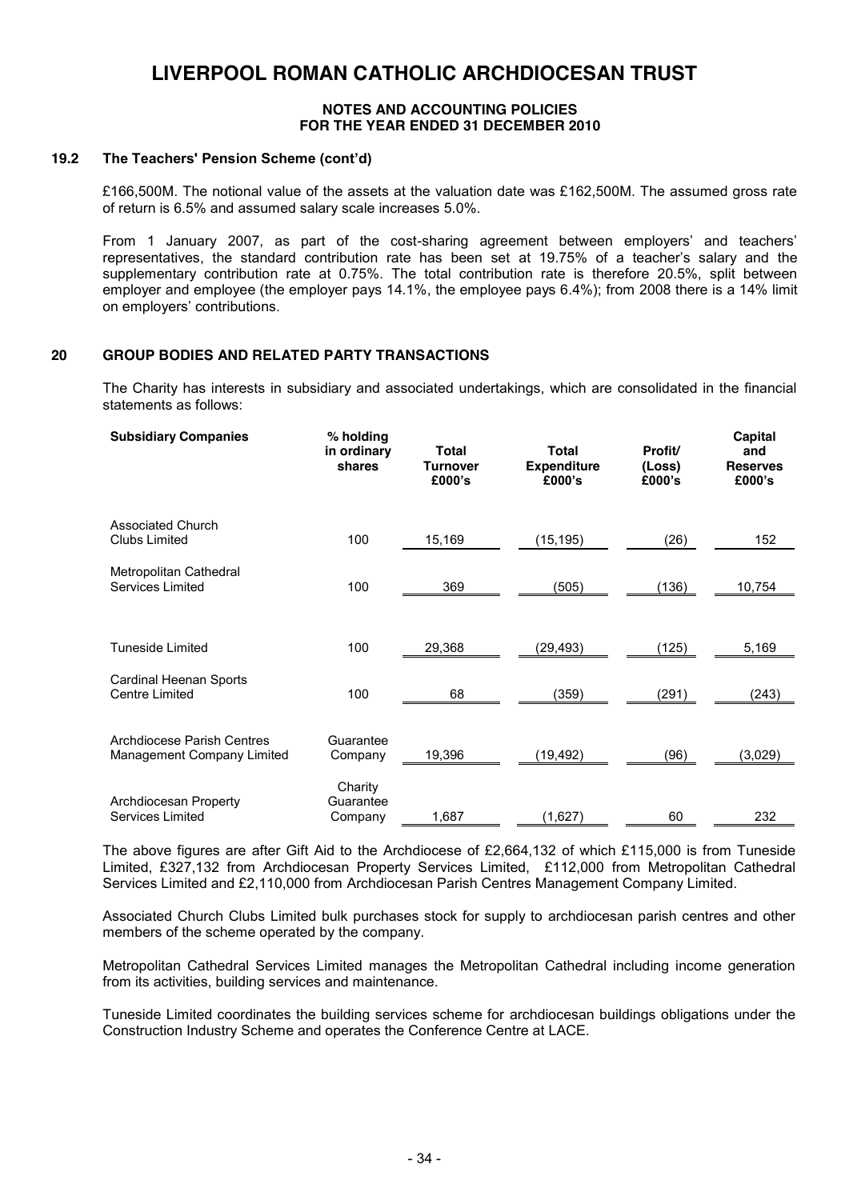# LIVERPOOL ROMAN CATHOLIC ARCHDIOCESAN TRUST

**NOTES AND ACCOUNTING POLICIES**
**FOR THE YEAR ENDED 31 DECEMBER 2010**

### 19.2 The Teachers' Pension Scheme (cont'd)

£166,500M. The notional value of the assets at the valuation date was £162,500M. The assumed gross rate of return is 6.5% and assumed salary scale increases 5.0%.

From 1 January 2007, as part of the cost-sharing agreement between employers' and teachers' representatives, the standard contribution rate has been set at 19.75% of a teacher's salary and the supplementary contribution rate at 0.75%. The total contribution rate is therefore 20.5%, split between employer and employee (the employer pays 14.1%, the employee pays 6.4%); from 2008 there is a 14% limit on employers' contributions.

## 20 GROUP BODIES AND RELATED PARTY TRANSACTIONS

The Charity has interests in subsidiary and associated undertakings, which are consolidated in the financial statements as follows:

| Subsidiary Companies | % holding in ordinary shares | Total Turnover £000's | Total Expenditure £000's | Profit/ (Loss) £000's | Capital and Reserves £000's |
|---|---|---|---|---|---|
| Associated Church Clubs Limited | 100 | 15,169 | (15,195) | (26) | 152 |
| Metropolitan Cathedral Services Limited | 100 | 369 | (505) | (136) | 10,754 |
| Tuneside Limited | 100 | 29,368 | (29,493) | (125) | 5,169 |
| Cardinal Heenan Sports Centre Limited | 100 | 68 | (359) | (291) | (243) |
| Archdiocese Parish Centres Management Company Limited | Guarantee Company | 19,396 | (19,492) | (96) | (3,029) |
| Archdiocesan Property Services Limited | Charity Guarantee Company | 1,687 | (1,627) | 60 | 232 |

The above figures are after Gift Aid to the Archdiocese of £2,664,132 of which £115,000 is from Tuneside Limited, £327,132 from Archdiocesan Property Services Limited, £112,000 from Metropolitan Cathedral Services Limited and £2,110,000 from Archdiocesan Parish Centres Management Company Limited.

Associated Church Clubs Limited bulk purchases stock for supply to archdiocesan parish centres and other members of the scheme operated by the company.

Metropolitan Cathedral Services Limited manages the Metropolitan Cathedral including income generation from its activities, building services and maintenance.

Tuneside Limited coordinates the building services scheme for archdiocesan buildings obligations under the Construction Industry Scheme and operates the Conference Centre at LACE.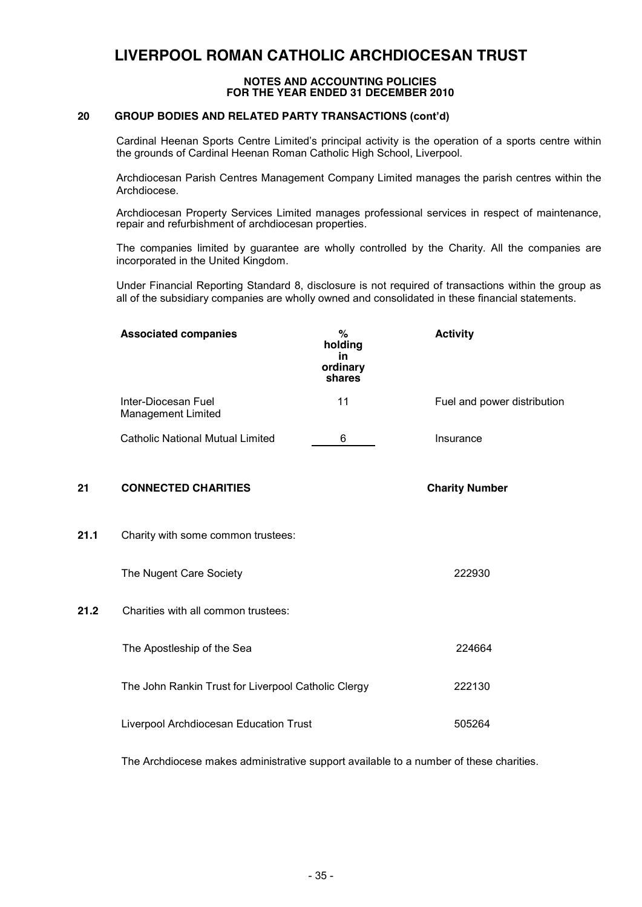# LIVERPOOL ROMAN CATHOLIC ARCHDIOCESAN TRUST

**NOTES AND ACCOUNTING POLICIES**
**FOR THE YEAR ENDED 31 DECEMBER 2010**

## 20 GROUP BODIES AND RELATED PARTY TRANSACTIONS (cont'd)

Cardinal Heenan Sports Centre Limited's principal activity is the operation of a sports centre within the grounds of Cardinal Heenan Roman Catholic High School, Liverpool.

Archdiocesan Parish Centres Management Company Limited manages the parish centres within the Archdiocese.

Archdiocesan Property Services Limited manages professional services in respect of maintenance, repair and refurbishment of archdiocesan properties.

The companies limited by guarantee are wholly controlled by the Charity. All the companies are incorporated in the United Kingdom.

Under Financial Reporting Standard 8, disclosure is not required of transactions within the group as all of the subsidiary companies are wholly owned and consolidated in these financial statements.

| Associated companies | % holding in ordinary shares | Activity |
|---|---|---|
| Inter-Diocesan Fuel Management Limited | 11 | Fuel and power distribution |
| Catholic National Mutual Limited | 6 | Insurance |

## 21 CONNECTED CHARITIES

| | Charity Number |
|---|---|
| **21.1** Charity with some common trustees: | |
| The Nugent Care Society | 222930 |
| **21.2** Charities with all common trustees: | |
| The Apostleship of the Sea | 224664 |
| The John Rankin Trust for Liverpool Catholic Clergy | 222130 |
| Liverpool Archdiocesan Education Trust | 505264 |

The Archdiocese makes administrative support available to a number of these charities.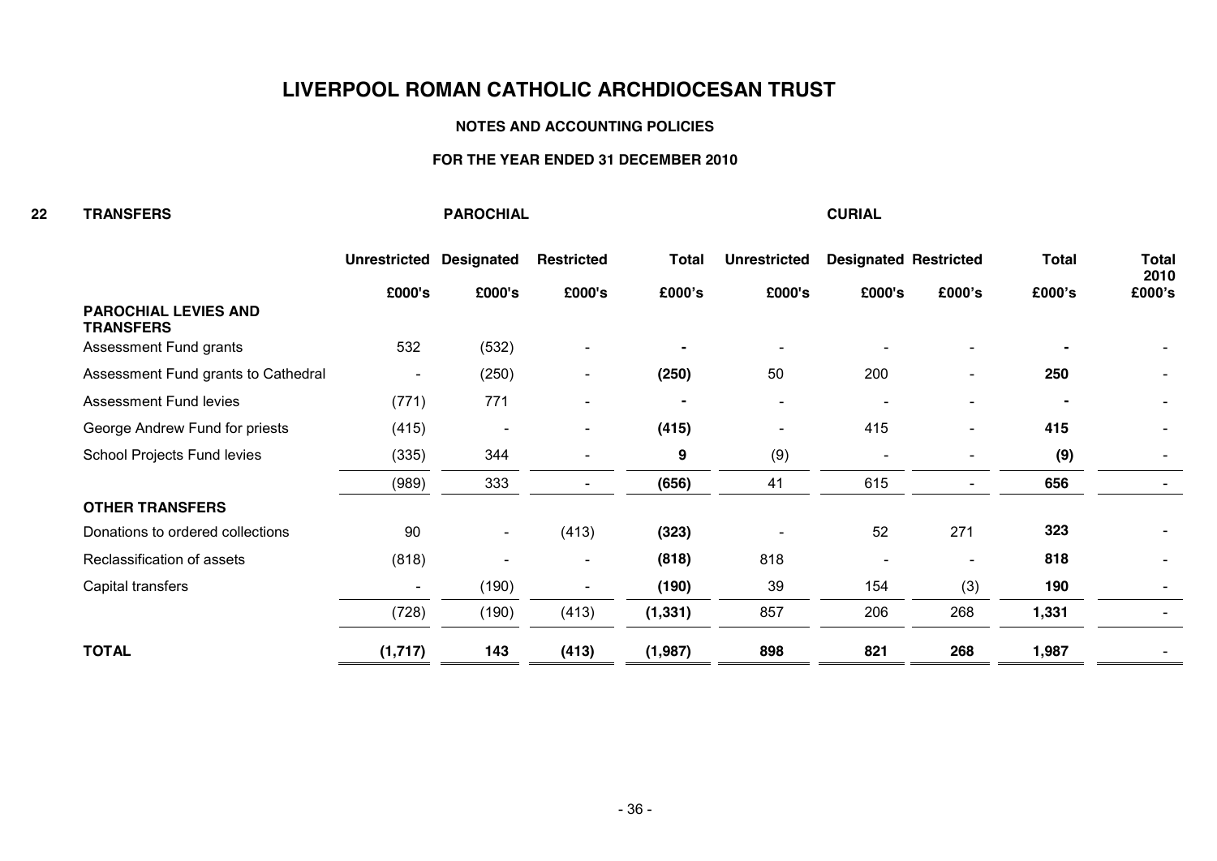# LIVERPOOL ROMAN CATHOLIC ARCHDIOCESAN TRUST

## NOTES AND ACCOUNTING POLICIES

### FOR THE YEAR ENDED 31 DECEMBER 2010

**22 TRANSFERS**

| | PAROCHIAL | | | | CURIAL | | | | |
|---|---|---|---|---|---|---|---|---|---|
| | Unrestricted | Designated | Restricted | Total | Unrestricted | Designated | Restricted | Total | Total 2010 |
| | £000's | £000's | £000's | £000's | £000's | £000's | £000's | £000's | £000's |
| **PAROCHIAL LEVIES AND TRANSFERS** | | | | | | | | | |
| Assessment Fund grants | 532 | (532) | - | - | - | - | - | - | - |
| Assessment Fund grants to Cathedral | - | (250) | - | **(250)** | 50 | 200 | - | **250** | - |
| Assessment Fund levies | (771) | 771 | - | - | - | - | - | - | - |
| George Andrew Fund for priests | (415) | - | - | **(415)** | - | 415 | - | **415** | - |
| School Projects Fund levies | (335) | 344 | - | **9** | (9) | - | - | **(9)** | - |
| | (989) | 333 | - | **(656)** | 41 | 615 | - | **656** | - |
| **OTHER TRANSFERS** | | | | | | | | | |
| Donations to ordered collections | 90 | - | (413) | **(323)** | - | 52 | 271 | **323** | - |
| Reclassification of assets | (818) | - | - | **(818)** | 818 | - | - | **818** | - |
| Capital transfers | - | (190) | - | **(190)** | 39 | 154 | (3) | **190** | - |
| | (728) | (190) | (413) | **(1,331)** | 857 | 206 | 268 | **1,331** | - |
| **TOTAL** | **(1,717)** | **143** | **(413)** | **(1,987)** | **898** | **821** | **268** | **1,987** | - |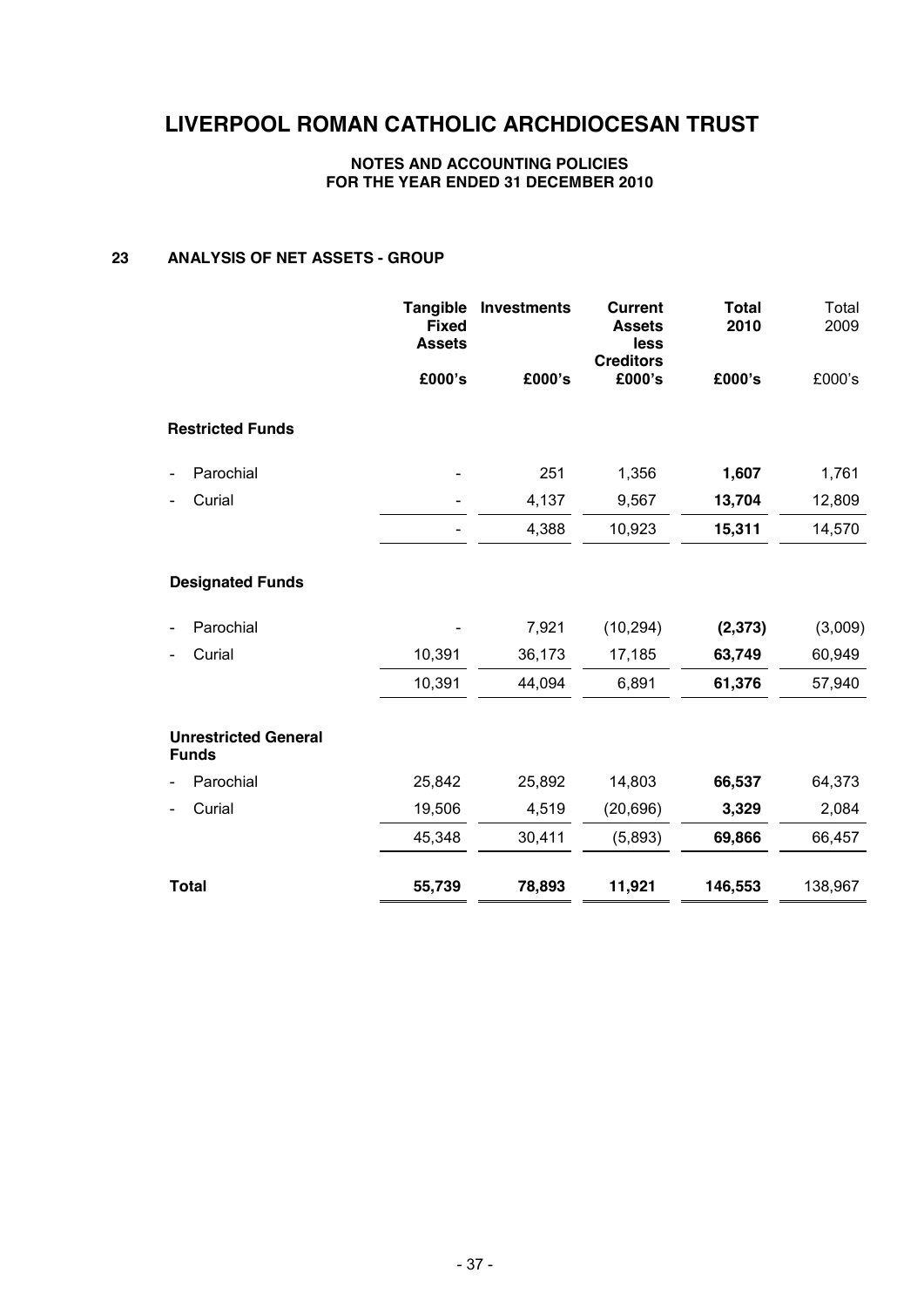# LIVERPOOL ROMAN CATHOLIC ARCHDIOCESAN TRUST

**NOTES AND ACCOUNTING POLICIES**
**FOR THE YEAR ENDED 31 DECEMBER 2010**

## 23 ANALYSIS OF NET ASSETS - GROUP

| | **Tangible Fixed Assets** | **Investments** | **Current Assets less Creditors** | **Total 2010** | Total 2009 |
|---|---|---|---|---|---|
| | **£000's** | **£000's** | **£000's** | **£000's** | £000's |
| **Restricted Funds** | | | | | |
| - Parochial | - | 251 | 1,356 | **1,607** | 1,761 |
| - Curial | - | 4,137 | 9,567 | **13,704** | 12,809 |
| | - | 4,388 | 10,923 | **15,311** | 14,570 |
| **Designated Funds** | | | | | |
| - Parochial | - | 7,921 | (10,294) | **(2,373)** | (3,009) |
| - Curial | 10,391 | 36,173 | 17,185 | **63,749** | 60,949 |
| | 10,391 | 44,094 | 6,891 | **61,376** | 57,940 |
| **Unrestricted General Funds** | | | | | |
| - Parochial | 25,842 | 25,892 | 14,803 | **66,537** | 64,373 |
| - Curial | 19,506 | 4,519 | (20,696) | **3,329** | 2,084 |
| | 45,348 | 30,411 | (5,893) | **69,866** | 66,457 |
| **Total** | **55,739** | **78,893** | **11,921** | **146,553** | 138,967 |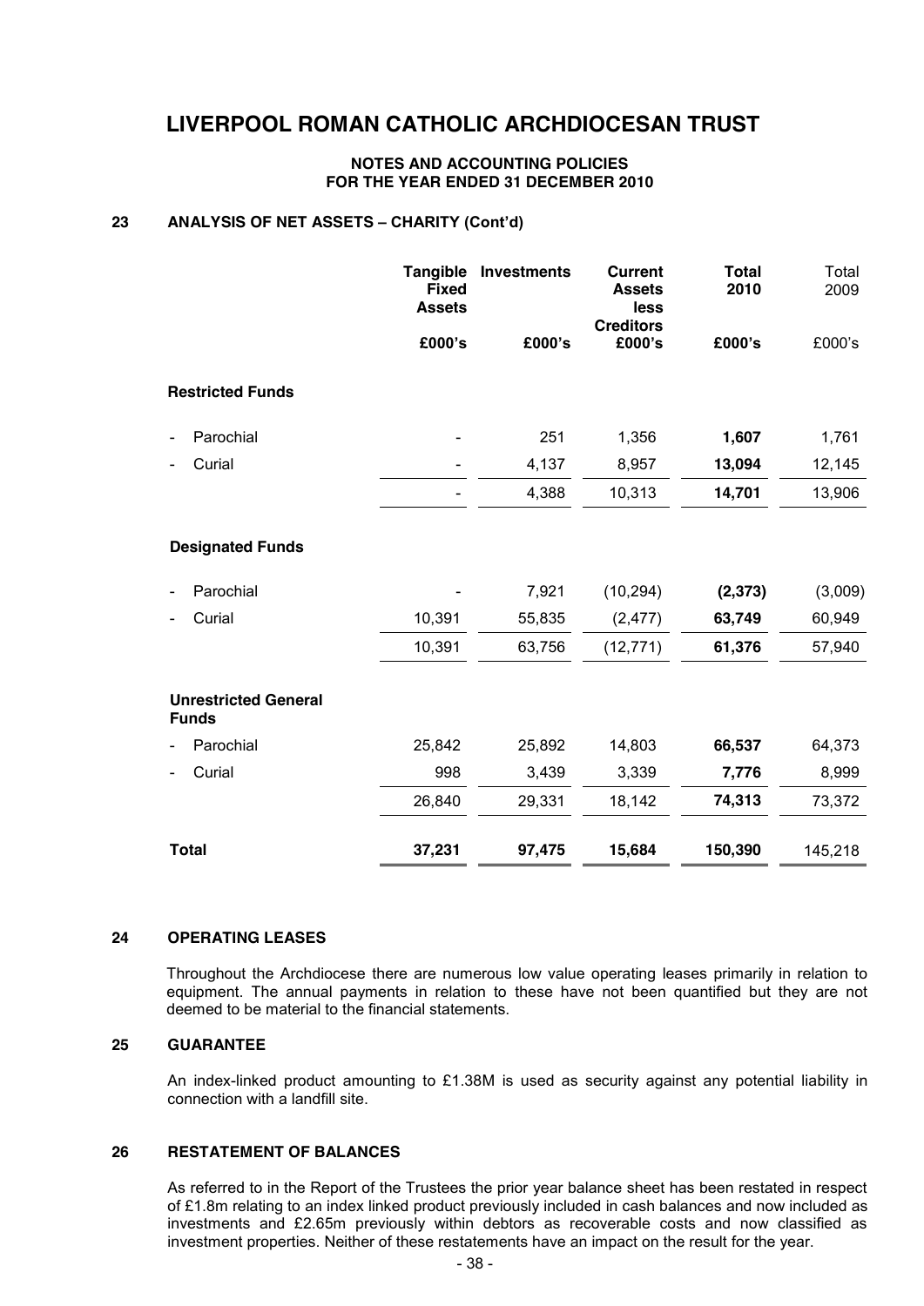# LIVERPOOL ROMAN CATHOLIC ARCHDIOCESAN TRUST

**NOTES AND ACCOUNTING POLICIES**
**FOR THE YEAR ENDED 31 DECEMBER 2010**

## 23 ANALYSIS OF NET ASSETS – CHARITY (Cont'd)

| | Tangible Fixed Assets | Investments | Current Assets less Creditors | Total 2010 | Total 2009 |
|---|---|---|---|---|---|
| | £000's | £000's | £000's | £000's | £000's |
| **Restricted Funds** | | | | | |
| - Parochial | - | 251 | 1,356 | **1,607** | 1,761 |
| - Curial | - | 4,137 | 8,957 | **13,094** | 12,145 |
| | - | 4,388 | 10,313 | **14,701** | 13,906 |
| **Designated Funds** | | | | | |
| - Parochial | - | 7,921 | (10,294) | **(2,373)** | (3,009) |
| - Curial | 10,391 | 55,835 | (2,477) | **63,749** | 60,949 |
| | 10,391 | 63,756 | (12,771) | **61,376** | 57,940 |
| **Unrestricted General Funds** | | | | | |
| - Parochial | 25,842 | 25,892 | 14,803 | **66,537** | 64,373 |
| - Curial | 998 | 3,439 | 3,339 | **7,776** | 8,999 |
| | 26,840 | 29,331 | 18,142 | **74,313** | 73,372 |
| **Total** | **37,231** | **97,475** | **15,684** | **150,390** | 145,218 |

## 24 OPERATING LEASES

Throughout the Archdiocese there are numerous low value operating leases primarily in relation to equipment. The annual payments in relation to these have not been quantified but they are not deemed to be material to the financial statements.

## 25 GUARANTEE

An index-linked product amounting to £1.38M is used as security against any potential liability in connection with a landfill site.

## 26 RESTATEMENT OF BALANCES

As referred to in the Report of the Trustees the prior year balance sheet has been restated in respect of £1.8m relating to an index linked product previously included in cash balances and now included as investments and £2.65m previously within debtors as recoverable costs and now classified as investment properties. Neither of these restatements have an impact on the result for the year.